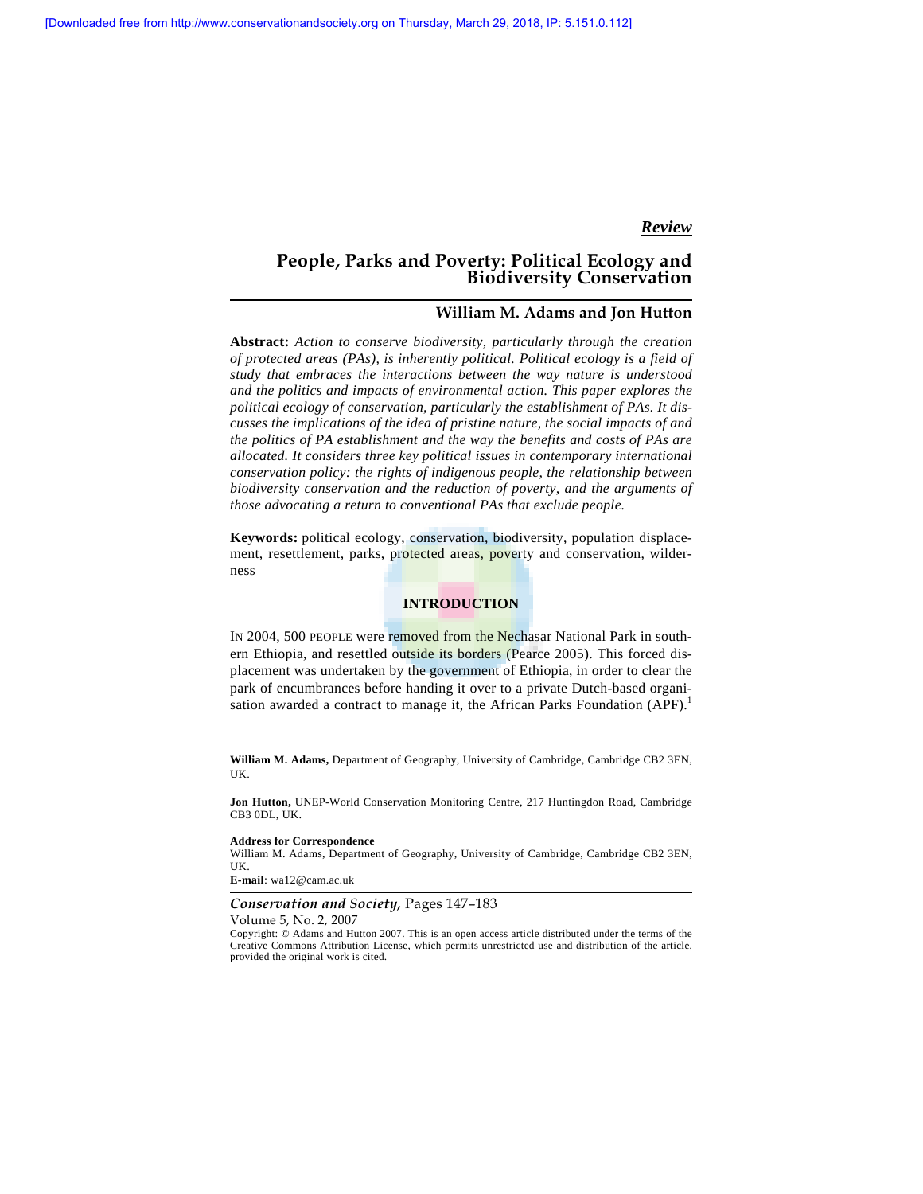*Review*

# People, Parks and Poverty: Political Ecology and Biodiversity Conservation

**William M. Adams and Jon Hutton**

**Abstract:** *Action to conserve biodiversity, particularly through the creation of protected areas (PAs), is inherently political. Political ecology is a field of study that embraces the interactions between the way nature is understood and the politics and impacts of environmental action. This paper explores the political ecology of conservation, particularly the establishment of PAs. It discusses the implications of the idea of pristine nature, the social impacts of and the politics of PA establishment and the way the benefits and costs of PAs are allocated. It considers three key political issues in contemporary international conservation policy: the rights of indigenous people, the relationship between biodiversity conservation and the reduction of poverty, and the arguments of those advocating a return to conventional PAs that exclude people.*

**Keywords:** political ecology, conservation, biodiversity, population displacement, resettlement, parks, protected areas, poverty and conservation, wilderness

## INTRODUCTION

IN 2004, 500 PEOPLE were removed from the Nechasar National Park in southern Ethiopia, and resettled outside its borders (Pearce 2005). This forced displacement was undertaken by the government of Ethiopia, in order to clear the park of encumbrances before handing it over to a private Dutch-based organisation awarded a contract to manage it, the African Parks Foundation (APF).[1]

**William M. Adams,** Department of Geography, University of Cambridge, Cambridge CB2 3EN, UK.

**Jon Hutton,** UNEP-World Conservation Monitoring Centre, 217 Huntingdon Road, Cambridge CB3 0DL, UK.

**Address for Correspondence**
William M. Adams, Department of Geography, University of Cambridge, Cambridge CB2 3EN, UK.
**E-mail**: wa12@cam.ac.uk

Copyright: © Adams and Hutton 2007. This is an open access article distributed under the terms of the Creative Commons Attribution License, which permits unrestricted use and distribution of the article, provided the original work is cited.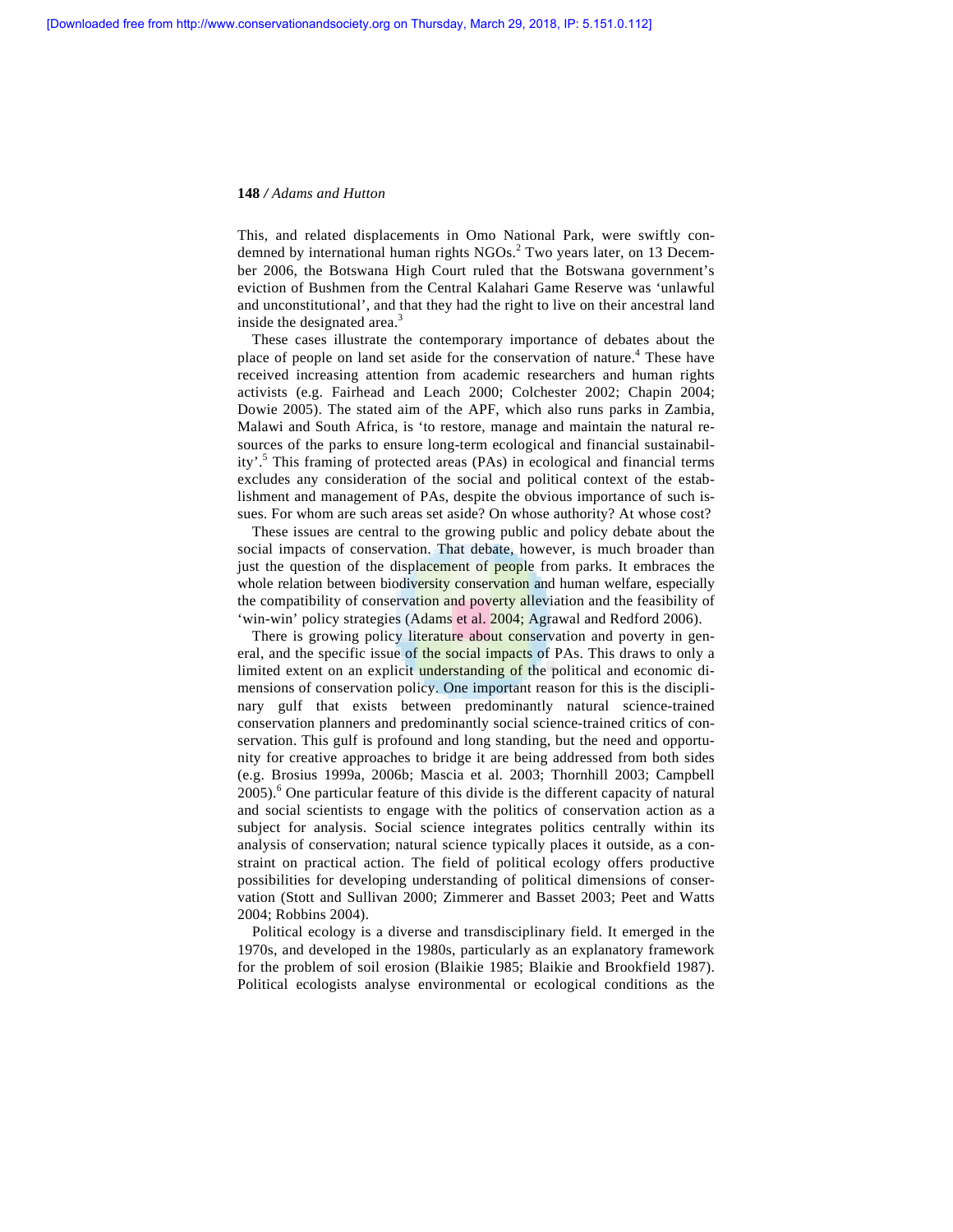This, and related displacements in Omo National Park, were swiftly condemned by international human rights NGOs.[2] Two years later, on 13 December 2006, the Botswana High Court ruled that the Botswana government's eviction of Bushmen from the Central Kalahari Game Reserve was 'unlawful and unconstitutional', and that they had the right to live on their ancestral land inside the designated area.[3]

These cases illustrate the contemporary importance of debates about the place of people on land set aside for the conservation of nature.[4] These have received increasing attention from academic researchers and human rights activists (e.g. Fairhead and Leach 2000; Colchester 2002; Chapin 2004; Dowie 2005). The stated aim of the APF, which also runs parks in Zambia, Malawi and South Africa, is 'to restore, manage and maintain the natural resources of the parks to ensure long-term ecological and financial sustainability'.[5] This framing of protected areas (PAs) in ecological and financial terms excludes any consideration of the social and political context of the establishment and management of PAs, despite the obvious importance of such issues. For whom are such areas set aside? On whose authority? At whose cost?

These issues are central to the growing public and policy debate about the social impacts of conservation. That debate, however, is much broader than just the question of the displacement of people from parks. It embraces the whole relation between biodiversity conservation and human welfare, especially the compatibility of conservation and poverty alleviation and the feasibility of 'win-win' policy strategies (Adams et al. 2004; Agrawal and Redford 2006).

There is growing policy literature about conservation and poverty in general, and the specific issue of the social impacts of PAs. This draws to only a limited extent on an explicit understanding of the political and economic dimensions of conservation policy. One important reason for this is the disciplinary gulf that exists between predominantly natural science-trained conservation planners and predominantly social science-trained critics of conservation. This gulf is profound and long standing, but the need and opportunity for creative approaches to bridge it are being addressed from both sides (e.g. Brosius 1999a, 2006b; Mascia et al. 2003; Thornhill 2003; Campbell 2005).[6] One particular feature of this divide is the different capacity of natural and social scientists to engage with the politics of conservation action as a subject for analysis. Social science integrates politics centrally within its analysis of conservation; natural science typically places it outside, as a constraint on practical action. The field of political ecology offers productive possibilities for developing understanding of political dimensions of conservation (Stott and Sullivan 2000; Zimmerer and Basset 2003; Peet and Watts 2004; Robbins 2004).

Political ecology is a diverse and transdisciplinary field. It emerged in the 1970s, and developed in the 1980s, particularly as an explanatory framework for the problem of soil erosion (Blaikie 1985; Blaikie and Brookfield 1987). Political ecologists analyse environmental or ecological conditions as the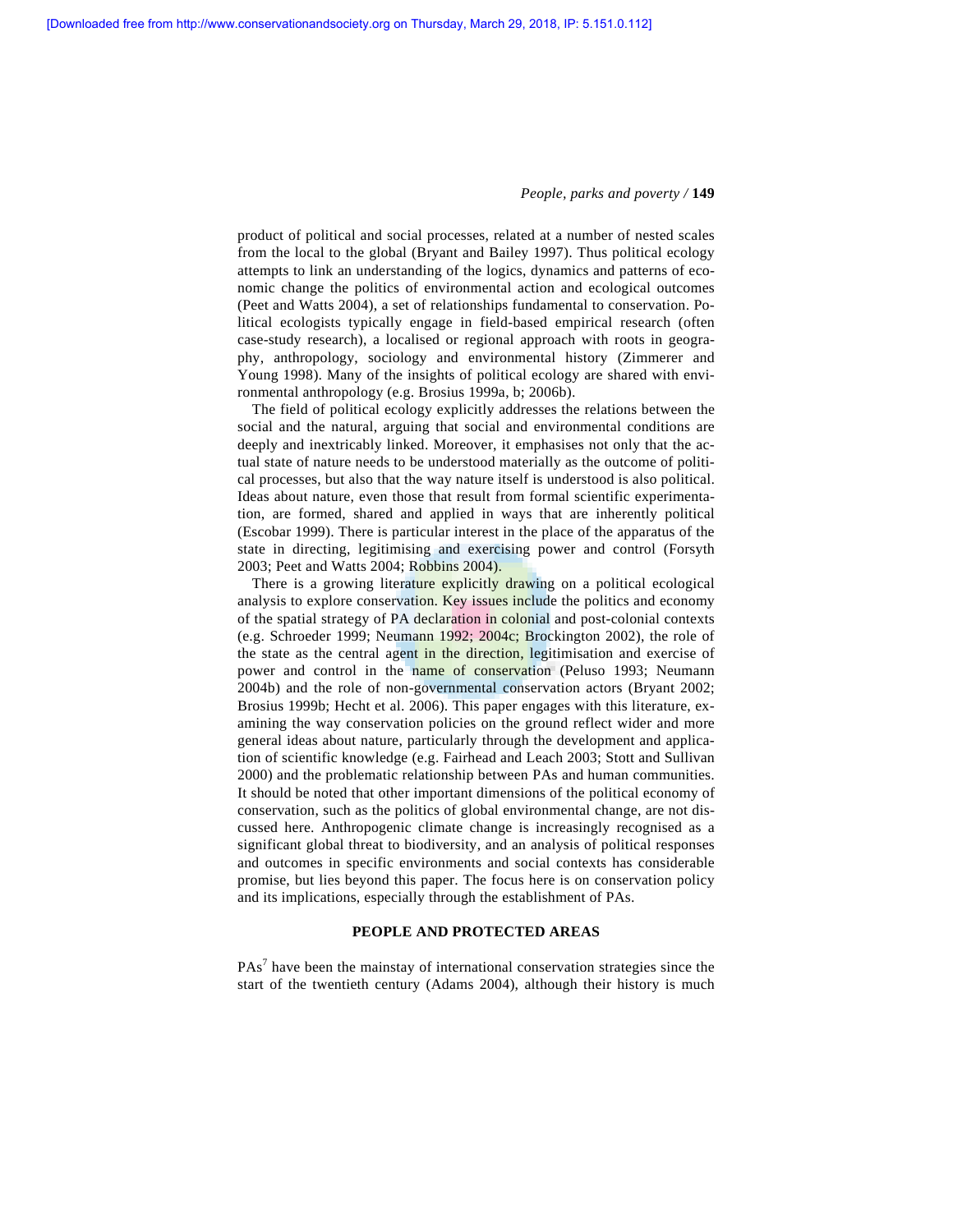product of political and social processes, related at a number of nested scales from the local to the global (Bryant and Bailey 1997). Thus political ecology attempts to link an understanding of the logics, dynamics and patterns of economic change the politics of environmental action and ecological outcomes (Peet and Watts 2004), a set of relationships fundamental to conservation. Political ecologists typically engage in field-based empirical research (often case-study research), a localised or regional approach with roots in geography, anthropology, sociology and environmental history (Zimmerer and Young 1998). Many of the insights of political ecology are shared with environmental anthropology (e.g. Brosius 1999a, b; 2006b).

The field of political ecology explicitly addresses the relations between the social and the natural, arguing that social and environmental conditions are deeply and inextricably linked. Moreover, it emphasises not only that the actual state of nature needs to be understood materially as the outcome of political processes, but also that the way nature itself is understood is also political. Ideas about nature, even those that result from formal scientific experimentation, are formed, shared and applied in ways that are inherently political (Escobar 1999). There is particular interest in the place of the apparatus of the state in directing, legitimising and exercising power and control (Forsyth 2003; Peet and Watts 2004; Robbins 2004).

There is a growing literature explicitly drawing on a political ecological analysis to explore conservation. Key issues include the politics and economy of the spatial strategy of PA declaration in colonial and post-colonial contexts (e.g. Schroeder 1999; Neumann 1992; 2004c; Brockington 2002), the role of the state as the central agent in the direction, legitimisation and exercise of power and control in the name of conservation (Peluso 1993; Neumann 2004b) and the role of non-governmental conservation actors (Bryant 2002; Brosius 1999b; Hecht et al. 2006). This paper engages with this literature, examining the way conservation policies on the ground reflect wider and more general ideas about nature, particularly through the development and application of scientific knowledge (e.g. Fairhead and Leach 2003; Stott and Sullivan 2000) and the problematic relationship between PAs and human communities. It should be noted that other important dimensions of the political economy of conservation, such as the politics of global environmental change, are not discussed here. Anthropogenic climate change is increasingly recognised as a significant global threat to biodiversity, and an analysis of political responses and outcomes in specific environments and social contexts has considerable promise, but lies beyond this paper. The focus here is on conservation policy and its implications, especially through the establishment of PAs.

## PEOPLE AND PROTECTED AREAS

PAs[7] have been the mainstay of international conservation strategies since the start of the twentieth century (Adams 2004), although their history is much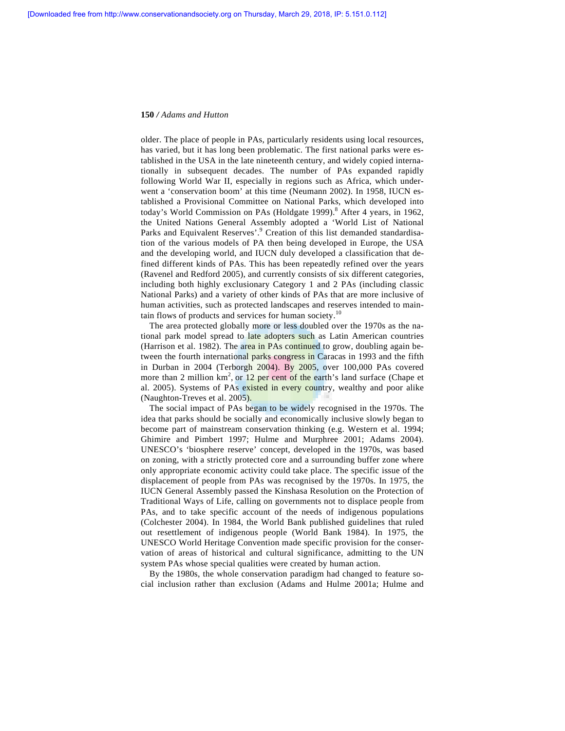older. The place of people in PAs, particularly residents using local resources, has varied, but it has long been problematic. The first national parks were established in the USA in the late nineteenth century, and widely copied internationally in subsequent decades. The number of PAs expanded rapidly following World War II, especially in regions such as Africa, which underwent a 'conservation boom' at this time (Neumann 2002). In 1958, IUCN established a Provisional Committee on National Parks, which developed into today's World Commission on PAs (Holdgate 1999).[8] After 4 years, in 1962, the United Nations General Assembly adopted a 'World List of National Parks and Equivalent Reserves'.[9] Creation of this list demanded standardisation of the various models of PA then being developed in Europe, the USA and the developing world, and IUCN duly developed a classification that defined different kinds of PAs. This has been repeatedly refined over the years (Ravenel and Redford 2005), and currently consists of six different categories, including both highly exclusionary Category 1 and 2 PAs (including classic National Parks) and a variety of other kinds of PAs that are more inclusive of human activities, such as protected landscapes and reserves intended to maintain flows of products and services for human society.[10]

The area protected globally more or less doubled over the 1970s as the national park model spread to late adopters such as Latin American countries (Harrison et al. 1982). The area in PAs continued to grow, doubling again between the fourth international parks congress in Caracas in 1993 and the fifth in Durban in 2004 (Terborgh 2004). By 2005, over 100,000 PAs covered more than 2 million km$^2$, or 12 per cent of the earth's land surface (Chape et al. 2005). Systems of PAs existed in every country, wealthy and poor alike (Naughton-Treves et al. 2005).

The social impact of PAs began to be widely recognised in the 1970s. The idea that parks should be socially and economically inclusive slowly began to become part of mainstream conservation thinking (e.g. Western et al. 1994; Ghimire and Pimbert 1997; Hulme and Murphree 2001; Adams 2004). UNESCO's 'biosphere reserve' concept, developed in the 1970s, was based on zoning, with a strictly protected core and a surrounding buffer zone where only appropriate economic activity could take place. The specific issue of the displacement of people from PAs was recognised by the 1970s. In 1975, the IUCN General Assembly passed the Kinshasa Resolution on the Protection of Traditional Ways of Life, calling on governments not to displace people from PAs, and to take specific account of the needs of indigenous populations (Colchester 2004). In 1984, the World Bank published guidelines that ruled out resettlement of indigenous people (World Bank 1984). In 1975, the UNESCO World Heritage Convention made specific provision for the conservation of areas of historical and cultural significance, admitting to the UN system PAs whose special qualities were created by human action.

By the 1980s, the whole conservation paradigm had changed to feature social inclusion rather than exclusion (Adams and Hulme 2001a; Hulme and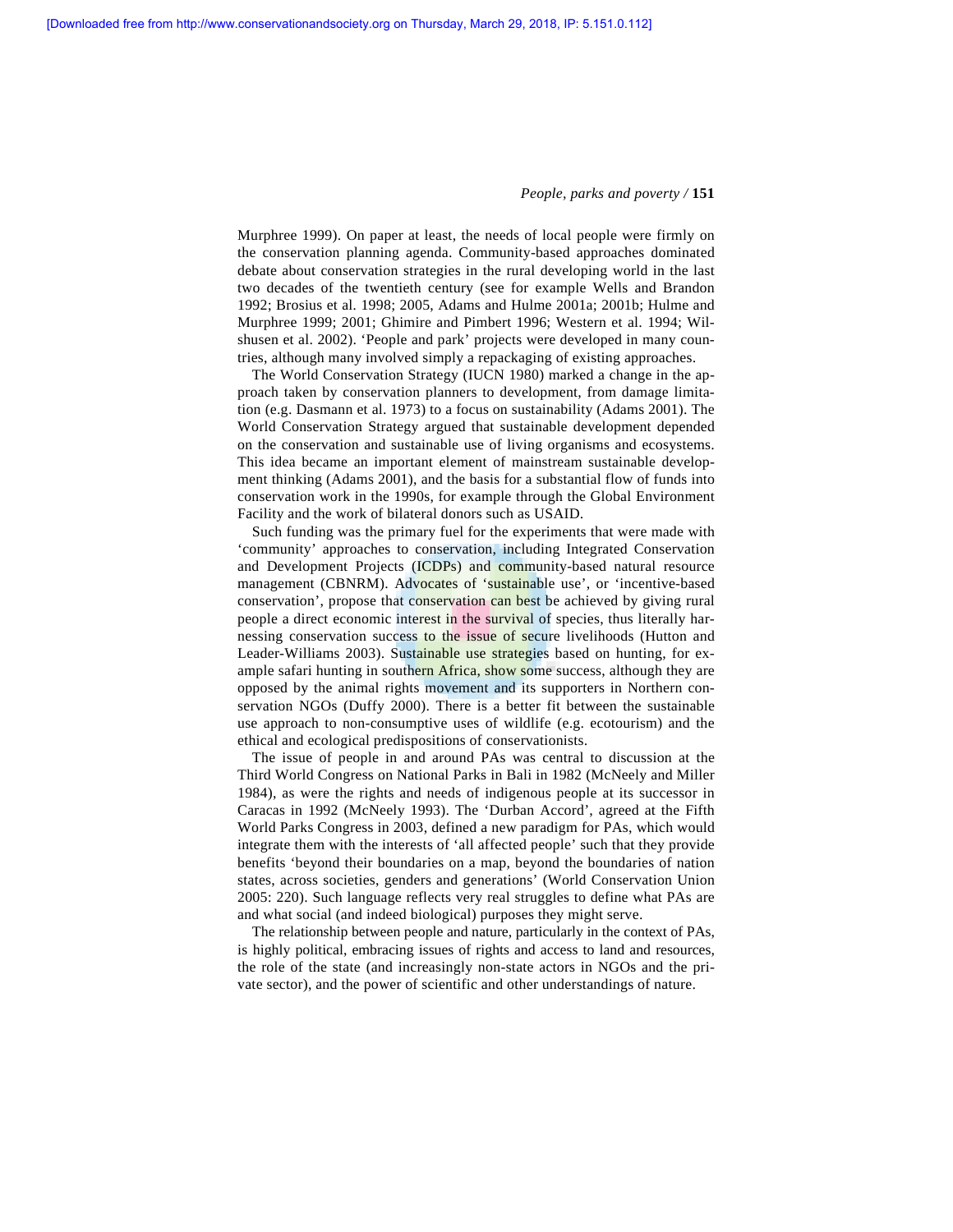Murphree 1999). On paper at least, the needs of local people were firmly on the conservation planning agenda. Community-based approaches dominated debate about conservation strategies in the rural developing world in the last two decades of the twentieth century (see for example Wells and Brandon 1992; Brosius et al. 1998; 2005, Adams and Hulme 2001a; 2001b; Hulme and Murphree 1999; 2001; Ghimire and Pimbert 1996; Western et al. 1994; Wilshusen et al. 2002). 'People and park' projects were developed in many countries, although many involved simply a repackaging of existing approaches.

The World Conservation Strategy (IUCN 1980) marked a change in the approach taken by conservation planners to development, from damage limitation (e.g. Dasmann et al. 1973) to a focus on sustainability (Adams 2001). The World Conservation Strategy argued that sustainable development depended on the conservation and sustainable use of living organisms and ecosystems. This idea became an important element of mainstream sustainable development thinking (Adams 2001), and the basis for a substantial flow of funds into conservation work in the 1990s, for example through the Global Environment Facility and the work of bilateral donors such as USAID.

Such funding was the primary fuel for the experiments that were made with 'community' approaches to conservation, including Integrated Conservation and Development Projects (ICDPs) and community-based natural resource management (CBNRM). Advocates of 'sustainable use', or 'incentive-based conservation', propose that conservation can best be achieved by giving rural people a direct economic interest in the survival of species, thus literally harnessing conservation success to the issue of secure livelihoods (Hutton and Leader-Williams 2003). Sustainable use strategies based on hunting, for example safari hunting in southern Africa, show some success, although they are opposed by the animal rights movement and its supporters in Northern conservation NGOs (Duffy 2000). There is a better fit between the sustainable use approach to non-consumptive uses of wildlife (e.g. ecotourism) and the ethical and ecological predispositions of conservationists.

The issue of people in and around PAs was central to discussion at the Third World Congress on National Parks in Bali in 1982 (McNeely and Miller 1984), as were the rights and needs of indigenous people at its successor in Caracas in 1992 (McNeely 1993). The 'Durban Accord', agreed at the Fifth World Parks Congress in 2003, defined a new paradigm for PAs, which would integrate them with the interests of 'all affected people' such that they provide benefits 'beyond their boundaries on a map, beyond the boundaries of nation states, across societies, genders and generations' (World Conservation Union 2005: 220). Such language reflects very real struggles to define what PAs are and what social (and indeed biological) purposes they might serve.

The relationship between people and nature, particularly in the context of PAs, is highly political, embracing issues of rights and access to land and resources, the role of the state (and increasingly non-state actors in NGOs and the private sector), and the power of scientific and other understandings of nature.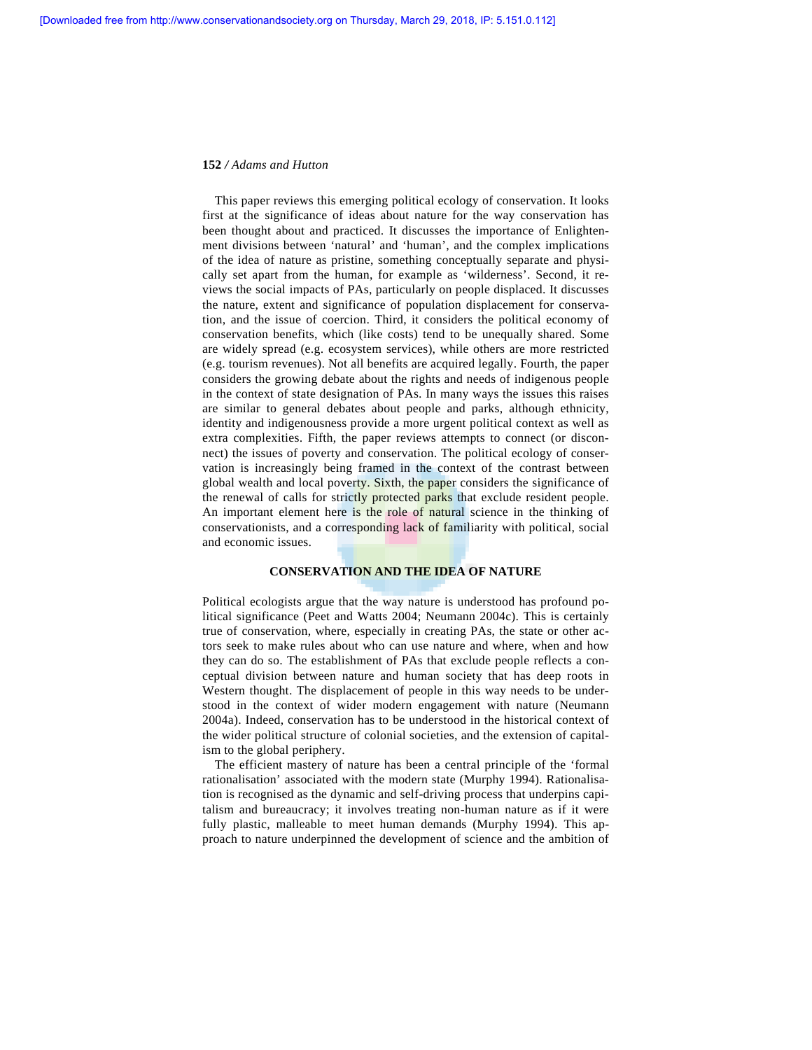This paper reviews this emerging political ecology of conservation. It looks first at the significance of ideas about nature for the way conservation has been thought about and practiced. It discusses the importance of Enlightenment divisions between 'natural' and 'human', and the complex implications of the idea of nature as pristine, something conceptually separate and physically set apart from the human, for example as 'wilderness'. Second, it reviews the social impacts of PAs, particularly on people displaced. It discusses the nature, extent and significance of population displacement for conservation, and the issue of coercion. Third, it considers the political economy of conservation benefits, which (like costs) tend to be unequally shared. Some are widely spread (e.g. ecosystem services), while others are more restricted (e.g. tourism revenues). Not all benefits are acquired legally. Fourth, the paper considers the growing debate about the rights and needs of indigenous people in the context of state designation of PAs. In many ways the issues this raises are similar to general debates about people and parks, although ethnicity, identity and indigenousness provide a more urgent political context as well as extra complexities. Fifth, the paper reviews attempts to connect (or disconnect) the issues of poverty and conservation. The political ecology of conservation is increasingly being framed in the context of the contrast between global wealth and local poverty. Sixth, the paper considers the significance of the renewal of calls for strictly protected parks that exclude resident people. An important element here is the role of natural science in the thinking of conservationists, and a corresponding lack of familiarity with political, social and economic issues.

## CONSERVATION AND THE IDEA OF NATURE

Political ecologists argue that the way nature is understood has profound political significance (Peet and Watts 2004; Neumann 2004c). This is certainly true of conservation, where, especially in creating PAs, the state or other actors seek to make rules about who can use nature and where, when and how they can do so. The establishment of PAs that exclude people reflects a conceptual division between nature and human society that has deep roots in Western thought. The displacement of people in this way needs to be understood in the context of wider modern engagement with nature (Neumann 2004a). Indeed, conservation has to be understood in the historical context of the wider political structure of colonial societies, and the extension of capitalism to the global periphery.

The efficient mastery of nature has been a central principle of the 'formal rationalisation' associated with the modern state (Murphy 1994). Rationalisation is recognised as the dynamic and self-driving process that underpins capitalism and bureaucracy; it involves treating non-human nature as if it were fully plastic, malleable to meet human demands (Murphy 1994). This approach to nature underpinned the development of science and the ambition of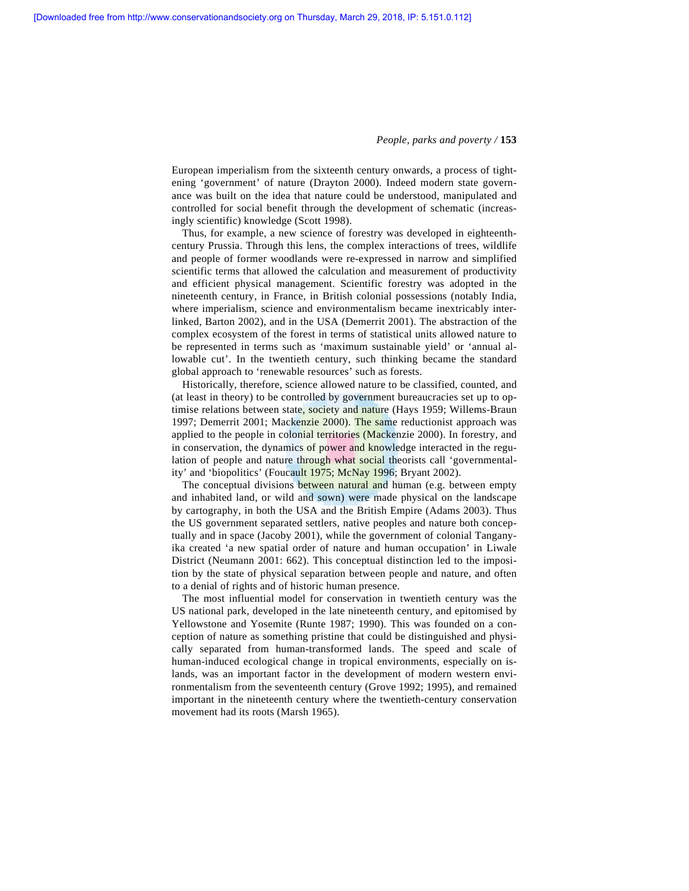European imperialism from the sixteenth century onwards, a process of tightening 'government' of nature (Drayton 2000). Indeed modern state governance was built on the idea that nature could be understood, manipulated and controlled for social benefit through the development of schematic (increasingly scientific) knowledge (Scott 1998).

Thus, for example, a new science of forestry was developed in eighteenth-century Prussia. Through this lens, the complex interactions of trees, wildlife and people of former woodlands were re-expressed in narrow and simplified scientific terms that allowed the calculation and measurement of productivity and efficient physical management. Scientific forestry was adopted in the nineteenth century, in France, in British colonial possessions (notably India, where imperialism, science and environmentalism became inextricably interlinked, Barton 2002), and in the USA (Demerrit 2001). The abstraction of the complex ecosystem of the forest in terms of statistical units allowed nature to be represented in terms such as 'maximum sustainable yield' or 'annual allowable cut'. In the twentieth century, such thinking became the standard global approach to 'renewable resources' such as forests.

Historically, therefore, science allowed nature to be classified, counted, and (at least in theory) to be controlled by government bureaucracies set up to optimise relations between state, society and nature (Hays 1959; Willems-Braun 1997; Demerrit 2001; Mackenzie 2000). The same reductionist approach was applied to the people in colonial territories (Mackenzie 2000). In forestry, and in conservation, the dynamics of power and knowledge interacted in the regulation of people and nature through what social theorists call 'governmentality' and 'biopolitics' (Foucault 1975; McNay 1996; Bryant 2002).

The conceptual divisions between natural and human (e.g. between empty and inhabited land, or wild and sown) were made physical on the landscape by cartography, in both the USA and the British Empire (Adams 2003). Thus the US government separated settlers, native peoples and nature both conceptually and in space (Jacoby 2001), while the government of colonial Tanganyika created 'a new spatial order of nature and human occupation' in Liwale District (Neumann 2001: 662). This conceptual distinction led to the imposition by the state of physical separation between people and nature, and often to a denial of rights and of historic human presence.

The most influential model for conservation in twentieth century was the US national park, developed in the late nineteenth century, and epitomised by Yellowstone and Yosemite (Runte 1987; 1990). This was founded on a conception of nature as something pristine that could be distinguished and physically separated from human-transformed lands. The speed and scale of human-induced ecological change in tropical environments, especially on islands, was an important factor in the development of modern western environmentalism from the seventeenth century (Grove 1992; 1995), and remained important in the nineteenth century where the twentieth-century conservation movement had its roots (Marsh 1965).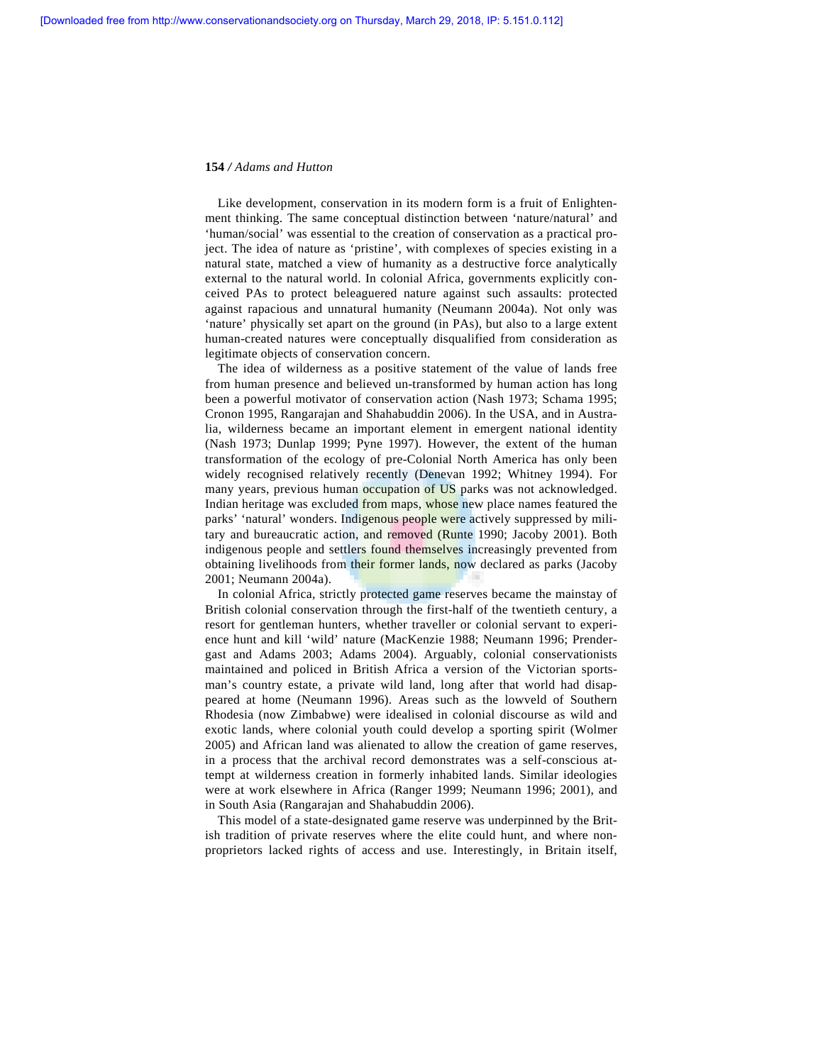Like development, conservation in its modern form is a fruit of Enlightenment thinking. The same conceptual distinction between 'nature/natural' and 'human/social' was essential to the creation of conservation as a practical project. The idea of nature as 'pristine', with complexes of species existing in a natural state, matched a view of humanity as a destructive force analytically external to the natural world. In colonial Africa, governments explicitly conceived PAs to protect beleaguered nature against such assaults: protected against rapacious and unnatural humanity (Neumann 2004a). Not only was 'nature' physically set apart on the ground (in PAs), but also to a large extent human-created natures were conceptually disqualified from consideration as legitimate objects of conservation concern.

The idea of wilderness as a positive statement of the value of lands free from human presence and believed un-transformed by human action has long been a powerful motivator of conservation action (Nash 1973; Schama 1995; Cronon 1995, Rangarajan and Shahabuddin 2006). In the USA, and in Australia, wilderness became an important element in emergent national identity (Nash 1973; Dunlap 1999; Pyne 1997). However, the extent of the human transformation of the ecology of pre-Colonial North America has only been widely recognised relatively recently (Denevan 1992; Whitney 1994). For many years, previous human occupation of US parks was not acknowledged. Indian heritage was excluded from maps, whose new place names featured the parks' 'natural' wonders. Indigenous people were actively suppressed by military and bureaucratic action, and removed (Runte 1990; Jacoby 2001). Both indigenous people and settlers found themselves increasingly prevented from obtaining livelihoods from their former lands, now declared as parks (Jacoby 2001; Neumann 2004a).

In colonial Africa, strictly protected game reserves became the mainstay of British colonial conservation through the first-half of the twentieth century, a resort for gentleman hunters, whether traveller or colonial servant to experience hunt and kill 'wild' nature (MacKenzie 1988; Neumann 1996; Prendergast and Adams 2003; Adams 2004). Arguably, colonial conservationists maintained and policed in British Africa a version of the Victorian sportsman's country estate, a private wild land, long after that world had disappeared at home (Neumann 1996). Areas such as the lowveld of Southern Rhodesia (now Zimbabwe) were idealised in colonial discourse as wild and exotic lands, where colonial youth could develop a sporting spirit (Wolmer 2005) and African land was alienated to allow the creation of game reserves, in a process that the archival record demonstrates was a self-conscious attempt at wilderness creation in formerly inhabited lands. Similar ideologies were at work elsewhere in Africa (Ranger 1999; Neumann 1996; 2001), and in South Asia (Rangarajan and Shahabuddin 2006).

This model of a state-designated game reserve was underpinned by the British tradition of private reserves where the elite could hunt, and where non-proprietors lacked rights of access and use. Interestingly, in Britain itself,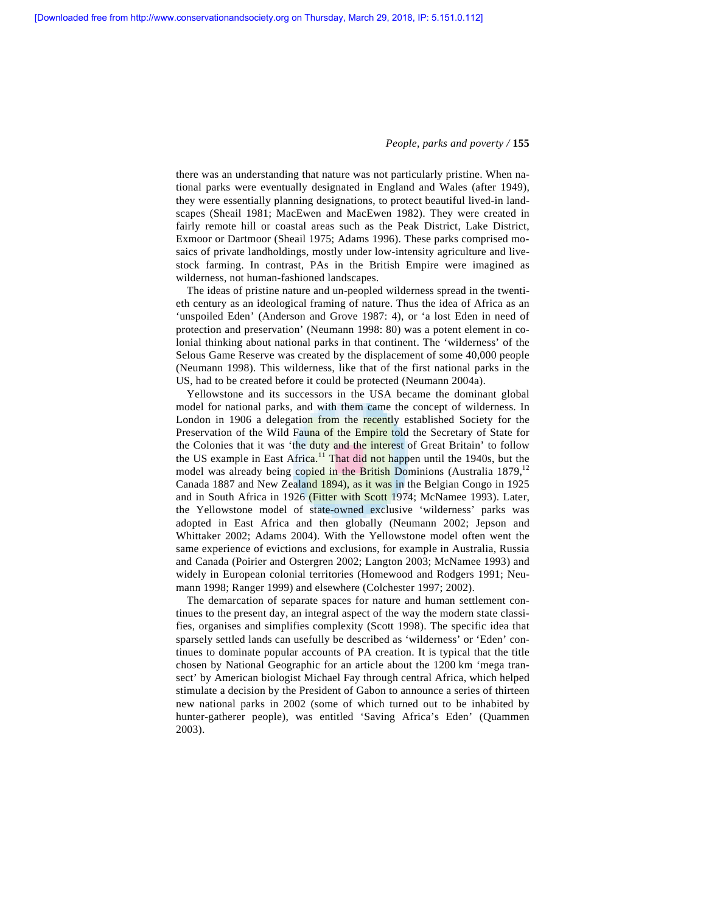there was an understanding that nature was not particularly pristine. When national parks were eventually designated in England and Wales (after 1949), they were essentially planning designations, to protect beautiful lived-in landscapes (Sheail 1981; MacEwen and MacEwen 1982). They were created in fairly remote hill or coastal areas such as the Peak District, Lake District, Exmoor or Dartmoor (Sheail 1975; Adams 1996). These parks comprised mosaics of private landholdings, mostly under low-intensity agriculture and livestock farming. In contrast, PAs in the British Empire were imagined as wilderness, not human-fashioned landscapes.

The ideas of pristine nature and un-peopled wilderness spread in the twentieth century as an ideological framing of nature. Thus the idea of Africa as an 'unspoiled Eden' (Anderson and Grove 1987: 4), or 'a lost Eden in need of protection and preservation' (Neumann 1998: 80) was a potent element in colonial thinking about national parks in that continent. The 'wilderness' of the Selous Game Reserve was created by the displacement of some 40,000 people (Neumann 1998). This wilderness, like that of the first national parks in the US, had to be created before it could be protected (Neumann 2004a).

Yellowstone and its successors in the USA became the dominant global model for national parks, and with them came the concept of wilderness. In London in 1906 a delegation from the recently established Society for the Preservation of the Wild Fauna of the Empire told the Secretary of State for the Colonies that it was 'the duty and the interest of Great Britain' to follow the US example in East Africa.[11] That did not happen until the 1940s, but the model was already being copied in the British Dominions (Australia 1879,[12] Canada 1887 and New Zealand 1894), as it was in the Belgian Congo in 1925 and in South Africa in 1926 (Fitter with Scott 1974; McNamee 1993). Later, the Yellowstone model of state-owned exclusive 'wilderness' parks was adopted in East Africa and then globally (Neumann 2002; Jepson and Whittaker 2002; Adams 2004). With the Yellowstone model often went the same experience of evictions and exclusions, for example in Australia, Russia and Canada (Poirier and Ostergren 2002; Langton 2003; McNamee 1993) and widely in European colonial territories (Homewood and Rodgers 1991; Neumann 1998; Ranger 1999) and elsewhere (Colchester 1997; 2002).

The demarcation of separate spaces for nature and human settlement continues to the present day, an integral aspect of the way the modern state classifies, organises and simplifies complexity (Scott 1998). The specific idea that sparsely settled lands can usefully be described as 'wilderness' or 'Eden' continues to dominate popular accounts of PA creation. It is typical that the title chosen by National Geographic for an article about the 1200 km 'mega transect' by American biologist Michael Fay through central Africa, which helped stimulate a decision by the President of Gabon to announce a series of thirteen new national parks in 2002 (some of which turned out to be inhabited by hunter-gatherer people), was entitled 'Saving Africa's Eden' (Quammen 2003).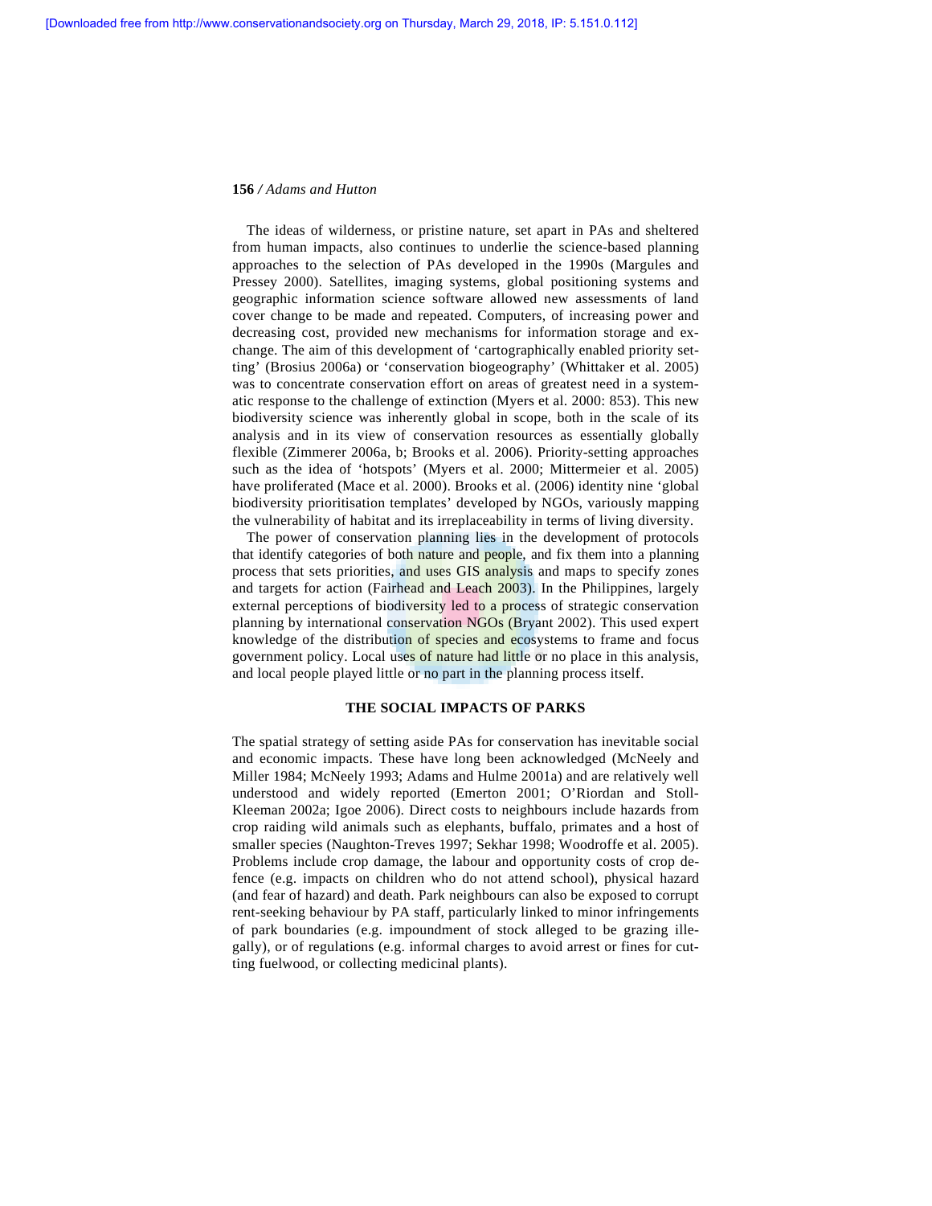The ideas of wilderness, or pristine nature, set apart in PAs and sheltered from human impacts, also continues to underlie the science-based planning approaches to the selection of PAs developed in the 1990s (Margules and Pressey 2000). Satellites, imaging systems, global positioning systems and geographic information science software allowed new assessments of land cover change to be made and repeated. Computers, of increasing power and decreasing cost, provided new mechanisms for information storage and exchange. The aim of this development of 'cartographically enabled priority setting' (Brosius 2006a) or 'conservation biogeography' (Whittaker et al. 2005) was to concentrate conservation effort on areas of greatest need in a systematic response to the challenge of extinction (Myers et al. 2000: 853). This new biodiversity science was inherently global in scope, both in the scale of its analysis and in its view of conservation resources as essentially globally flexible (Zimmerer 2006a, b; Brooks et al. 2006). Priority-setting approaches such as the idea of 'hotspots' (Myers et al. 2000; Mittermeier et al. 2005) have proliferated (Mace et al. 2000). Brooks et al. (2006) identity nine 'global biodiversity prioritisation templates' developed by NGOs, variously mapping the vulnerability of habitat and its irreplaceability in terms of living diversity.

The power of conservation planning lies in the development of protocols that identify categories of both nature and people, and fix them into a planning process that sets priorities, and uses GIS analysis and maps to specify zones and targets for action (Fairhead and Leach 2003). In the Philippines, largely external perceptions of biodiversity led to a process of strategic conservation planning by international conservation NGOs (Bryant 2002). This used expert knowledge of the distribution of species and ecosystems to frame and focus government policy. Local uses of nature had little or no place in this analysis, and local people played little or no part in the planning process itself.

## THE SOCIAL IMPACTS OF PARKS

The spatial strategy of setting aside PAs for conservation has inevitable social and economic impacts. These have long been acknowledged (McNeely and Miller 1984; McNeely 1993; Adams and Hulme 2001a) and are relatively well understood and widely reported (Emerton 2001; O'Riordan and Stoll-Kleeman 2002a; Igoe 2006). Direct costs to neighbours include hazards from crop raiding wild animals such as elephants, buffalo, primates and a host of smaller species (Naughton-Treves 1997; Sekhar 1998; Woodroffe et al. 2005). Problems include crop damage, the labour and opportunity costs of crop defence (e.g. impacts on children who do not attend school), physical hazard (and fear of hazard) and death. Park neighbours can also be exposed to corrupt rent-seeking behaviour by PA staff, particularly linked to minor infringements of park boundaries (e.g. impoundment of stock alleged to be grazing illegally), or of regulations (e.g. informal charges to avoid arrest or fines for cutting fuelwood, or collecting medicinal plants).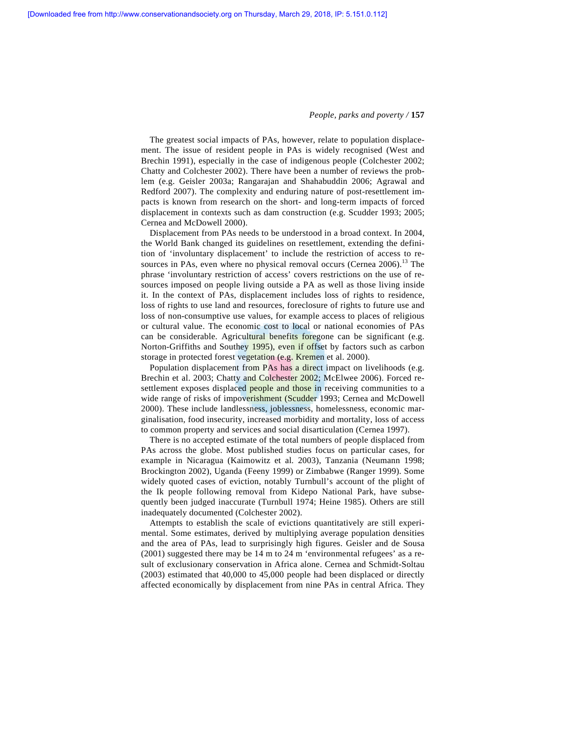The greatest social impacts of PAs, however, relate to population displacement. The issue of resident people in PAs is widely recognised (West and Brechin 1991), especially in the case of indigenous people (Colchester 2002; Chatty and Colchester 2002). There have been a number of reviews the problem (e.g. Geisler 2003a; Rangarajan and Shahabuddin 2006; Agrawal and Redford 2007). The complexity and enduring nature of post-resettlement impacts is known from research on the short- and long-term impacts of forced displacement in contexts such as dam construction (e.g. Scudder 1993; 2005; Cernea and McDowell 2000).

Displacement from PAs needs to be understood in a broad context. In 2004, the World Bank changed its guidelines on resettlement, extending the definition of 'involuntary displacement' to include the restriction of access to resources in PAs, even where no physical removal occurs (Cernea 2006).[13] The phrase 'involuntary restriction of access' covers restrictions on the use of resources imposed on people living outside a PA as well as those living inside it. In the context of PAs, displacement includes loss of rights to residence, loss of rights to use land and resources, foreclosure of rights to future use and loss of non-consumptive use values, for example access to places of religious or cultural value. The economic cost to local or national economies of PAs can be considerable. Agricultural benefits foregone can be significant (e.g. Norton-Griffiths and Southey 1995), even if offset by factors such as carbon storage in protected forest vegetation (e.g. Kremen et al. 2000).

Population displacement from PAs has a direct impact on livelihoods (e.g. Brechin et al. 2003; Chatty and Colchester 2002; McElwee 2006). Forced resettlement exposes displaced people and those in receiving communities to a wide range of risks of impoverishment (Scudder 1993; Cernea and McDowell 2000). These include landlessness, joblessness, homelessness, economic marginalisation, food insecurity, increased morbidity and mortality, loss of access to common property and services and social disarticulation (Cernea 1997).

There is no accepted estimate of the total numbers of people displaced from PAs across the globe. Most published studies focus on particular cases, for example in Nicaragua (Kaimowitz et al. 2003), Tanzania (Neumann 1998; Brockington 2002), Uganda (Feeny 1999) or Zimbabwe (Ranger 1999). Some widely quoted cases of eviction, notably Turnbull's account of the plight of the Ik people following removal from Kidepo National Park, have subsequently been judged inaccurate (Turnbull 1974; Heine 1985). Others are still inadequately documented (Colchester 2002).

Attempts to establish the scale of evictions quantitatively are still experimental. Some estimates, derived by multiplying average population densities and the area of PAs, lead to surprisingly high figures. Geisler and de Sousa (2001) suggested there may be 14 m to 24 m 'environmental refugees' as a result of exclusionary conservation in Africa alone. Cernea and Schmidt-Soltau (2003) estimated that 40,000 to 45,000 people had been displaced or directly affected economically by displacement from nine PAs in central Africa. They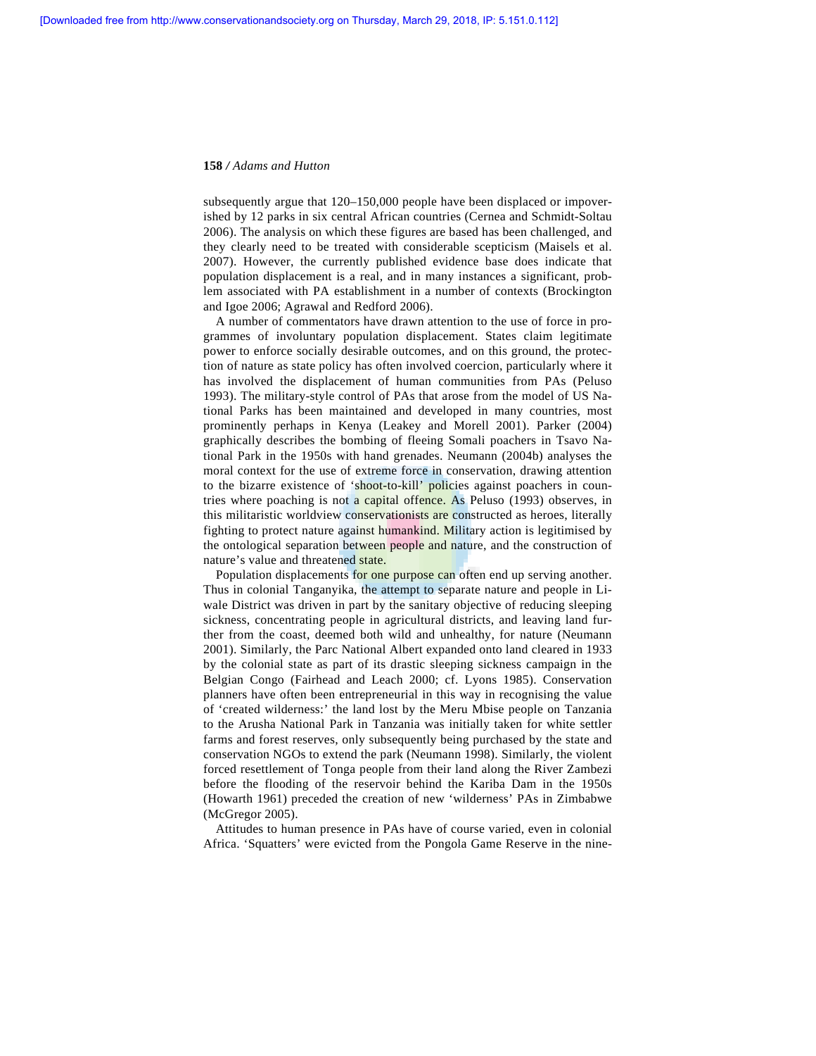subsequently argue that 120–150,000 people have been displaced or impoverished by 12 parks in six central African countries (Cernea and Schmidt-Soltau 2006). The analysis on which these figures are based has been challenged, and they clearly need to be treated with considerable scepticism (Maisels et al. 2007). However, the currently published evidence base does indicate that population displacement is a real, and in many instances a significant, problem associated with PA establishment in a number of contexts (Brockington and Igoe 2006; Agrawal and Redford 2006).

A number of commentators have drawn attention to the use of force in programmes of involuntary population displacement. States claim legitimate power to enforce socially desirable outcomes, and on this ground, the protection of nature as state policy has often involved coercion, particularly where it has involved the displacement of human communities from PAs (Peluso 1993). The military-style control of PAs that arose from the model of US National Parks has been maintained and developed in many countries, most prominently perhaps in Kenya (Leakey and Morell 2001). Parker (2004) graphically describes the bombing of fleeing Somali poachers in Tsavo National Park in the 1950s with hand grenades. Neumann (2004b) analyses the moral context for the use of extreme force in conservation, drawing attention to the bizarre existence of 'shoot-to-kill' policies against poachers in countries where poaching is not a capital offence. As Peluso (1993) observes, in this militaristic worldview conservationists are constructed as heroes, literally fighting to protect nature against humankind. Military action is legitimised by the ontological separation between people and nature, and the construction of nature's value and threatened state.

Population displacements for one purpose can often end up serving another. Thus in colonial Tanganyika, the attempt to separate nature and people in Liwale District was driven in part by the sanitary objective of reducing sleeping sickness, concentrating people in agricultural districts, and leaving land further from the coast, deemed both wild and unhealthy, for nature (Neumann 2001). Similarly, the Parc National Albert expanded onto land cleared in 1933 by the colonial state as part of its drastic sleeping sickness campaign in the Belgian Congo (Fairhead and Leach 2000; cf. Lyons 1985). Conservation planners have often been entrepreneurial in this way in recognising the value of 'created wilderness:' the land lost by the Meru Mbise people on Tanzania to the Arusha National Park in Tanzania was initially taken for white settler farms and forest reserves, only subsequently being purchased by the state and conservation NGOs to extend the park (Neumann 1998). Similarly, the violent forced resettlement of Tonga people from their land along the River Zambezi before the flooding of the reservoir behind the Kariba Dam in the 1950s (Howarth 1961) preceded the creation of new 'wilderness' PAs in Zimbabwe (McGregor 2005).

Attitudes to human presence in PAs have of course varied, even in colonial Africa. 'Squatters' were evicted from the Pongola Game Reserve in the nine-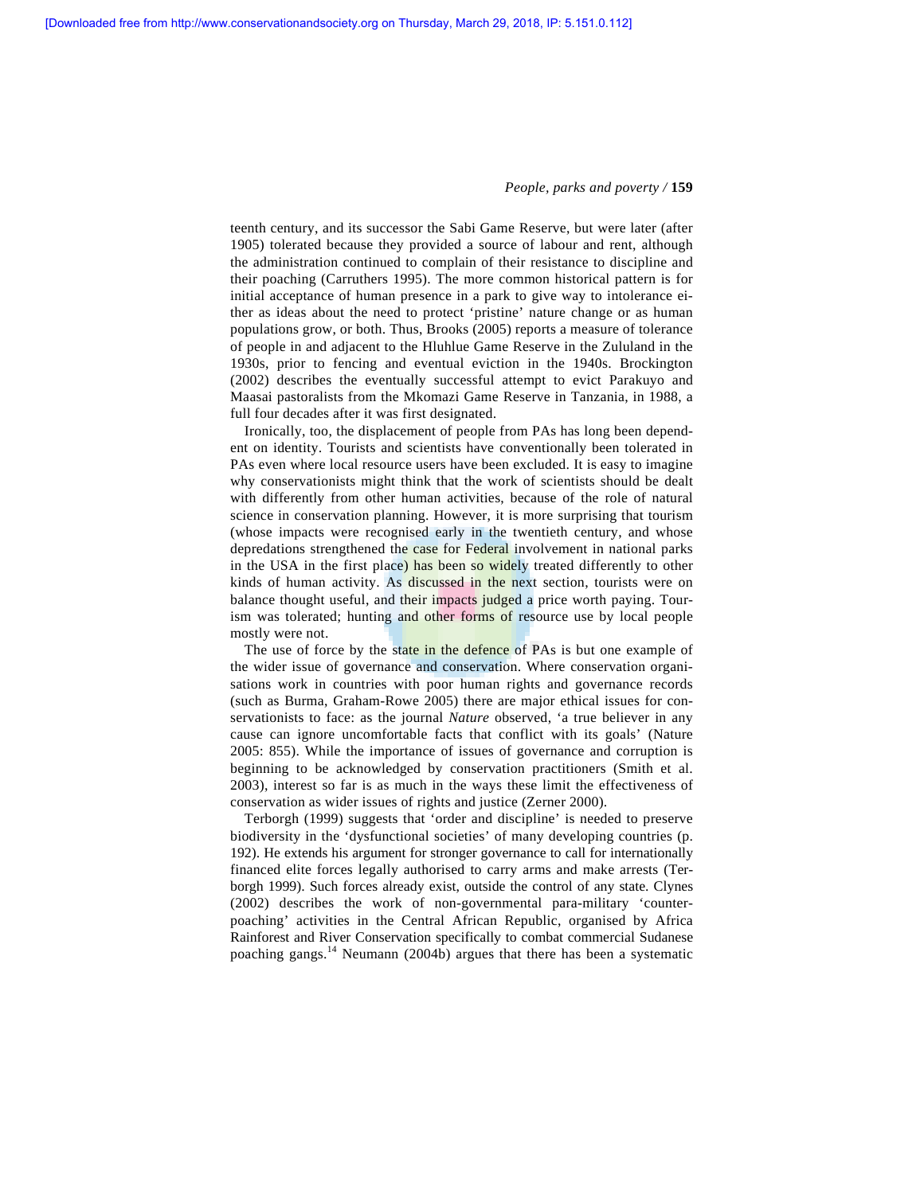teenth century, and its successor the Sabi Game Reserve, but were later (after 1905) tolerated because they provided a source of labour and rent, although the administration continued to complain of their resistance to discipline and their poaching (Carruthers 1995). The more common historical pattern is for initial acceptance of human presence in a park to give way to intolerance either as ideas about the need to protect 'pristine' nature change or as human populations grow, or both. Thus, Brooks (2005) reports a measure of tolerance of people in and adjacent to the Hluhlue Game Reserve in the Zululand in the 1930s, prior to fencing and eventual eviction in the 1940s. Brockington (2002) describes the eventually successful attempt to evict Parakuyo and Maasai pastoralists from the Mkomazi Game Reserve in Tanzania, in 1988, a full four decades after it was first designated.

Ironically, too, the displacement of people from PAs has long been dependent on identity. Tourists and scientists have conventionally been tolerated in PAs even where local resource users have been excluded. It is easy to imagine why conservationists might think that the work of scientists should be dealt with differently from other human activities, because of the role of natural science in conservation planning. However, it is more surprising that tourism (whose impacts were recognised early in the twentieth century, and whose depredations strengthened the case for Federal involvement in national parks in the USA in the first place) has been so widely treated differently to other kinds of human activity. As discussed in the next section, tourists were on balance thought useful, and their impacts judged a price worth paying. Tourism was tolerated; hunting and other forms of resource use by local people mostly were not.

The use of force by the state in the defence of PAs is but one example of the wider issue of governance and conservation. Where conservation organisations work in countries with poor human rights and governance records (such as Burma, Graham-Rowe 2005) there are major ethical issues for conservationists to face: as the journal *Nature* observed, 'a true believer in any cause can ignore uncomfortable facts that conflict with its goals' (Nature 2005: 855). While the importance of issues of governance and corruption is beginning to be acknowledged by conservation practitioners (Smith et al. 2003), interest so far is as much in the ways these limit the effectiveness of conservation as wider issues of rights and justice (Zerner 2000).

Terborgh (1999) suggests that 'order and discipline' is needed to preserve biodiversity in the 'dysfunctional societies' of many developing countries (p. 192). He extends his argument for stronger governance to call for internationally financed elite forces legally authorised to carry arms and make arrests (Terborgh 1999). Such forces already exist, outside the control of any state. Clynes (2002) describes the work of non-governmental para-military 'counter-poaching' activities in the Central African Republic, organised by Africa Rainforest and River Conservation specifically to combat commercial Sudanese poaching gangs.[14] Neumann (2004b) argues that there has been a systematic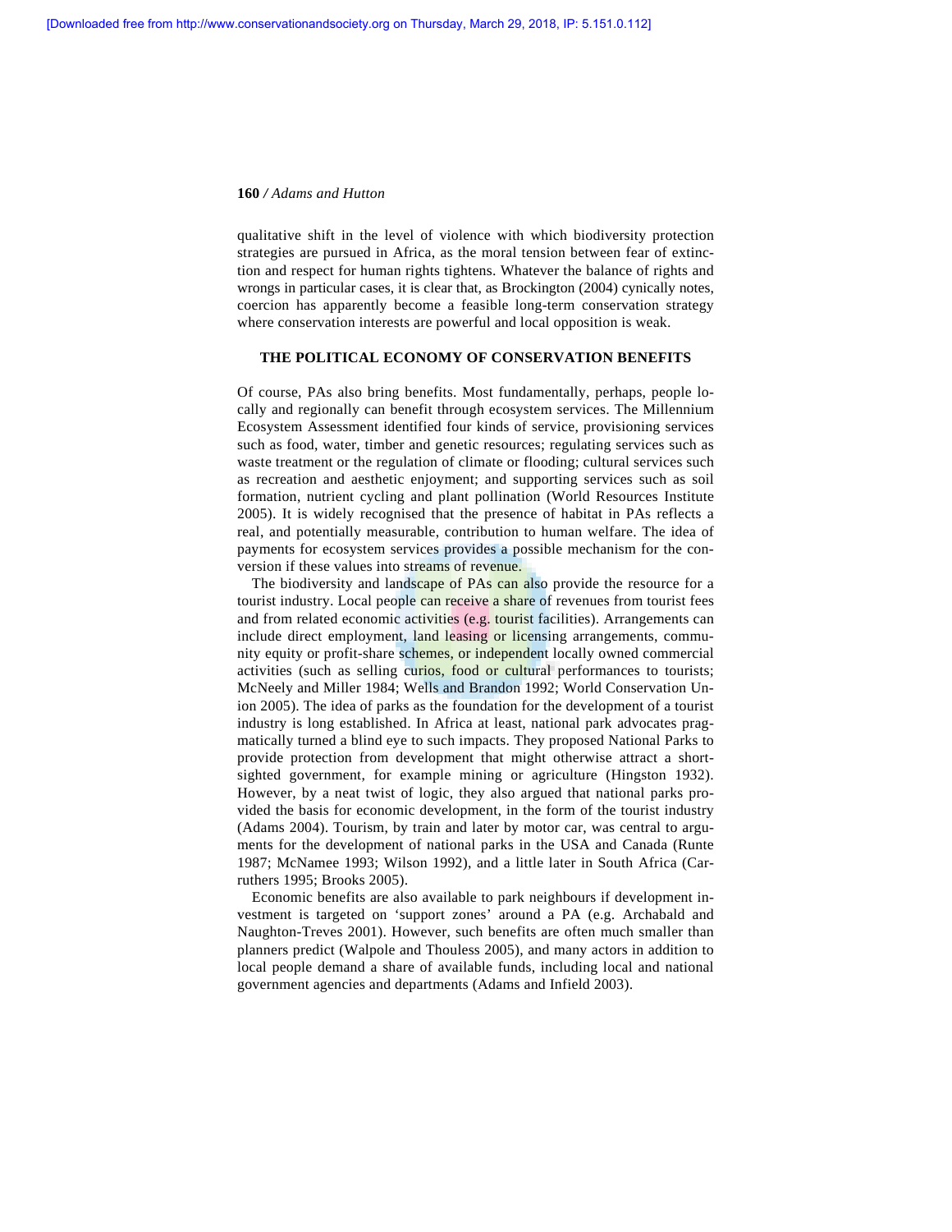qualitative shift in the level of violence with which biodiversity protection strategies are pursued in Africa, as the moral tension between fear of extinction and respect for human rights tightens. Whatever the balance of rights and wrongs in particular cases, it is clear that, as Brockington (2004) cynically notes, coercion has apparently become a feasible long-term conservation strategy where conservation interests are powerful and local opposition is weak.

## THE POLITICAL ECONOMY OF CONSERVATION BENEFITS

Of course, PAs also bring benefits. Most fundamentally, perhaps, people locally and regionally can benefit through ecosystem services. The Millennium Ecosystem Assessment identified four kinds of service, provisioning services such as food, water, timber and genetic resources; regulating services such as waste treatment or the regulation of climate or flooding; cultural services such as recreation and aesthetic enjoyment; and supporting services such as soil formation, nutrient cycling and plant pollination (World Resources Institute 2005). It is widely recognised that the presence of habitat in PAs reflects a real, and potentially measurable, contribution to human welfare. The idea of payments for ecosystem services provides a possible mechanism for the conversion if these values into streams of revenue.

The biodiversity and landscape of PAs can also provide the resource for a tourist industry. Local people can receive a share of revenues from tourist fees and from related economic activities (e.g. tourist facilities). Arrangements can include direct employment, land leasing or licensing arrangements, community equity or profit-share schemes, or independent locally owned commercial activities (such as selling curios, food or cultural performances to tourists; McNeely and Miller 1984; Wells and Brandon 1992; World Conservation Union 2005). The idea of parks as the foundation for the development of a tourist industry is long established. In Africa at least, national park advocates pragmatically turned a blind eye to such impacts. They proposed National Parks to provide protection from development that might otherwise attract a short-sighted government, for example mining or agriculture (Hingston 1932). However, by a neat twist of logic, they also argued that national parks provided the basis for economic development, in the form of the tourist industry (Adams 2004). Tourism, by train and later by motor car, was central to arguments for the development of national parks in the USA and Canada (Runte 1987; McNamee 1993; Wilson 1992), and a little later in South Africa (Carruthers 1995; Brooks 2005).

Economic benefits are also available to park neighbours if development investment is targeted on 'support zones' around a PA (e.g. Archabald and Naughton-Treves 2001). However, such benefits are often much smaller than planners predict (Walpole and Thouless 2005), and many actors in addition to local people demand a share of available funds, including local and national government agencies and departments (Adams and Infield 2003).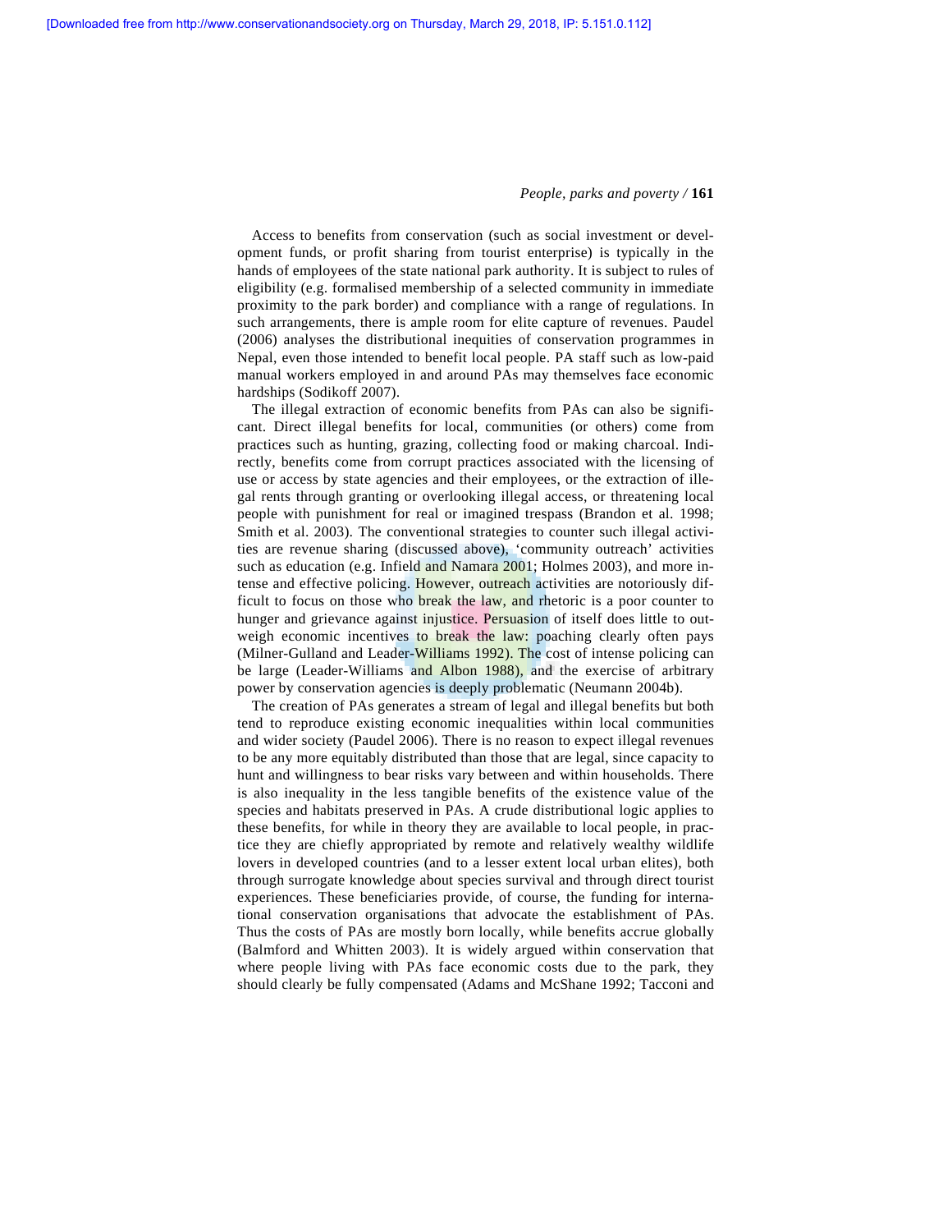Access to benefits from conservation (such as social investment or development funds, or profit sharing from tourist enterprise) is typically in the hands of employees of the state national park authority. It is subject to rules of eligibility (e.g. formalised membership of a selected community in immediate proximity to the park border) and compliance with a range of regulations. In such arrangements, there is ample room for elite capture of revenues. Paudel (2006) analyses the distributional inequities of conservation programmes in Nepal, even those intended to benefit local people. PA staff such as low-paid manual workers employed in and around PAs may themselves face economic hardships (Sodikoff 2007).

The illegal extraction of economic benefits from PAs can also be significant. Direct illegal benefits for local, communities (or others) come from practices such as hunting, grazing, collecting food or making charcoal. Indirectly, benefits come from corrupt practices associated with the licensing of use or access by state agencies and their employees, or the extraction of illegal rents through granting or overlooking illegal access, or threatening local people with punishment for real or imagined trespass (Brandon et al. 1998; Smith et al. 2003). The conventional strategies to counter such illegal activities are revenue sharing (discussed above), 'community outreach' activities such as education (e.g. Infield and Namara 2001; Holmes 2003), and more intense and effective policing. However, outreach activities are notoriously difficult to focus on those who break the law, and rhetoric is a poor counter to hunger and grievance against injustice. Persuasion of itself does little to outweigh economic incentives to break the law: poaching clearly often pays (Milner-Gulland and Leader-Williams 1992). The cost of intense policing can be large (Leader-Williams and Albon 1988), and the exercise of arbitrary power by conservation agencies is deeply problematic (Neumann 2004b).

The creation of PAs generates a stream of legal and illegal benefits but both tend to reproduce existing economic inequalities within local communities and wider society (Paudel 2006). There is no reason to expect illegal revenues to be any more equitably distributed than those that are legal, since capacity to hunt and willingness to bear risks vary between and within households. There is also inequality in the less tangible benefits of the existence value of the species and habitats preserved in PAs. A crude distributional logic applies to these benefits, for while in theory they are available to local people, in practice they are chiefly appropriated by remote and relatively wealthy wildlife lovers in developed countries (and to a lesser extent local urban elites), both through surrogate knowledge about species survival and through direct tourist experiences. These beneficiaries provide, of course, the funding for international conservation organisations that advocate the establishment of PAs. Thus the costs of PAs are mostly born locally, while benefits accrue globally (Balmford and Whitten 2003). It is widely argued within conservation that where people living with PAs face economic costs due to the park, they should clearly be fully compensated (Adams and McShane 1992; Tacconi and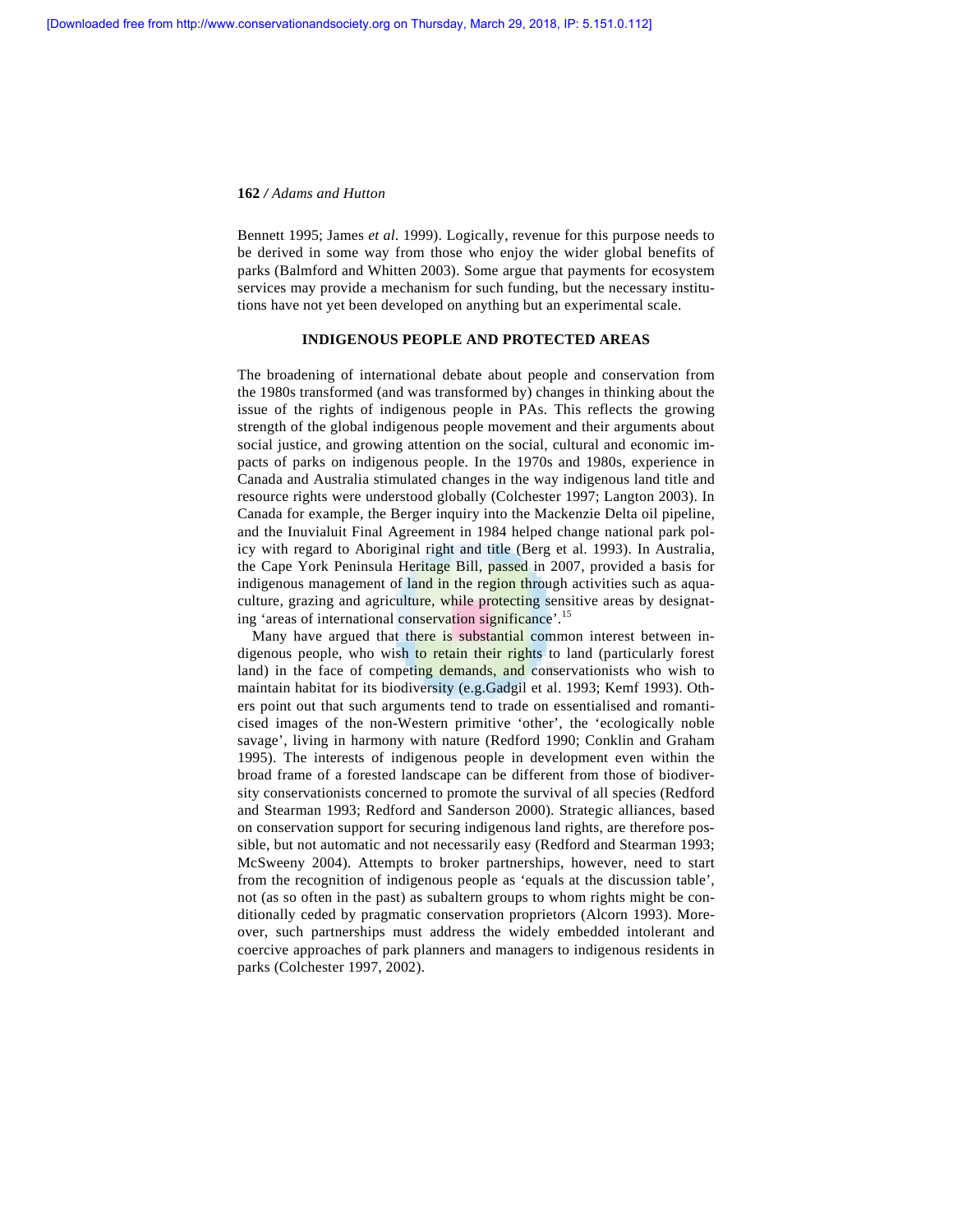Bennett 1995; James *et al*. 1999). Logically, revenue for this purpose needs to be derived in some way from those who enjoy the wider global benefits of parks (Balmford and Whitten 2003). Some argue that payments for ecosystem services may provide a mechanism for such funding, but the necessary institutions have not yet been developed on anything but an experimental scale.

## INDIGENOUS PEOPLE AND PROTECTED AREAS

The broadening of international debate about people and conservation from the 1980s transformed (and was transformed by) changes in thinking about the issue of the rights of indigenous people in PAs. This reflects the growing strength of the global indigenous people movement and their arguments about social justice, and growing attention on the social, cultural and economic impacts of parks on indigenous people. In the 1970s and 1980s, experience in Canada and Australia stimulated changes in the way indigenous land title and resource rights were understood globally (Colchester 1997; Langton 2003). In Canada for example, the Berger inquiry into the Mackenzie Delta oil pipeline, and the Inuvialuit Final Agreement in 1984 helped change national park policy with regard to Aboriginal right and title (Berg et al. 1993). In Australia, the Cape York Peninsula Heritage Bill, passed in 2007, provided a basis for indigenous management of land in the region through activities such as aquaculture, grazing and agriculture, while protecting sensitive areas by designating 'areas of international conservation significance'.[15]

Many have argued that there is substantial common interest between indigenous people, who wish to retain their rights to land (particularly forest land) in the face of competing demands, and conservationists who wish to maintain habitat for its biodiversity (e.g.Gadgil et al. 1993; Kemf 1993). Others point out that such arguments tend to trade on essentialised and romanticised images of the non-Western primitive 'other', the 'ecologically noble savage', living in harmony with nature (Redford 1990; Conklin and Graham 1995). The interests of indigenous people in development even within the broad frame of a forested landscape can be different from those of biodiversity conservationists concerned to promote the survival of all species (Redford and Stearman 1993; Redford and Sanderson 2000). Strategic alliances, based on conservation support for securing indigenous land rights, are therefore possible, but not automatic and not necessarily easy (Redford and Stearman 1993; McSweeny 2004). Attempts to broker partnerships, however, need to start from the recognition of indigenous people as 'equals at the discussion table', not (as so often in the past) as subaltern groups to whom rights might be conditionally ceded by pragmatic conservation proprietors (Alcorn 1993). Moreover, such partnerships must address the widely embedded intolerant and coercive approaches of park planners and managers to indigenous residents in parks (Colchester 1997, 2002).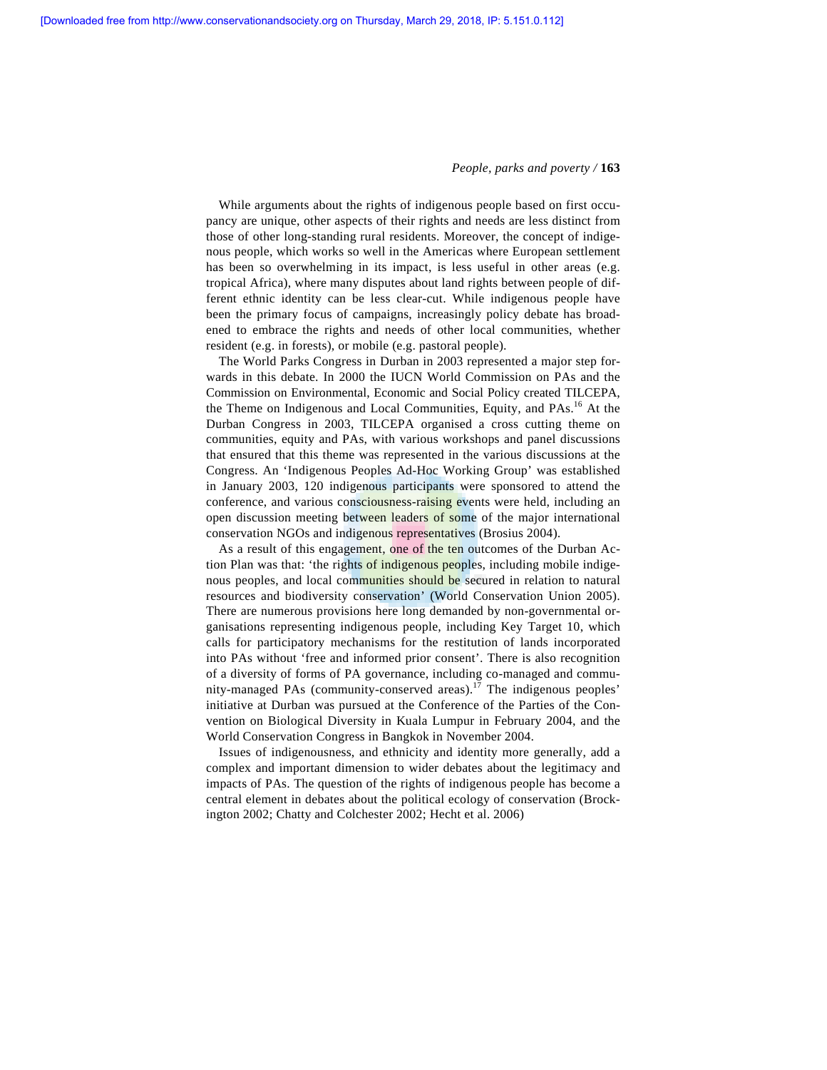While arguments about the rights of indigenous people based on first occupancy are unique, other aspects of their rights and needs are less distinct from those of other long-standing rural residents. Moreover, the concept of indigenous people, which works so well in the Americas where European settlement has been so overwhelming in its impact, is less useful in other areas (e.g. tropical Africa), where many disputes about land rights between people of different ethnic identity can be less clear-cut. While indigenous people have been the primary focus of campaigns, increasingly policy debate has broadened to embrace the rights and needs of other local communities, whether resident (e.g. in forests), or mobile (e.g. pastoral people).

The World Parks Congress in Durban in 2003 represented a major step forwards in this debate. In 2000 the IUCN World Commission on PAs and the Commission on Environmental, Economic and Social Policy created TILCEPA, the Theme on Indigenous and Local Communities, Equity, and PAs.[16] At the Durban Congress in 2003, TILCEPA organised a cross cutting theme on communities, equity and PAs, with various workshops and panel discussions that ensured that this theme was represented in the various discussions at the Congress. An 'Indigenous Peoples Ad-Hoc Working Group' was established in January 2003, 120 indigenous participants were sponsored to attend the conference, and various consciousness-raising events were held, including an open discussion meeting between leaders of some of the major international conservation NGOs and indigenous representatives (Brosius 2004).

As a result of this engagement, one of the ten outcomes of the Durban Action Plan was that: 'the rights of indigenous peoples, including mobile indigenous peoples, and local communities should be secured in relation to natural resources and biodiversity conservation' (World Conservation Union 2005). There are numerous provisions here long demanded by non-governmental organisations representing indigenous people, including Key Target 10, which calls for participatory mechanisms for the restitution of lands incorporated into PAs without 'free and informed prior consent'. There is also recognition of a diversity of forms of PA governance, including co-managed and community-managed PAs (community-conserved areas).[17] The indigenous peoples' initiative at Durban was pursued at the Conference of the Parties of the Convention on Biological Diversity in Kuala Lumpur in February 2004, and the World Conservation Congress in Bangkok in November 2004.

Issues of indigenousness, and ethnicity and identity more generally, add a complex and important dimension to wider debates about the legitimacy and impacts of PAs. The question of the rights of indigenous people has become a central element in debates about the political ecology of conservation (Brockington 2002; Chatty and Colchester 2002; Hecht et al. 2006)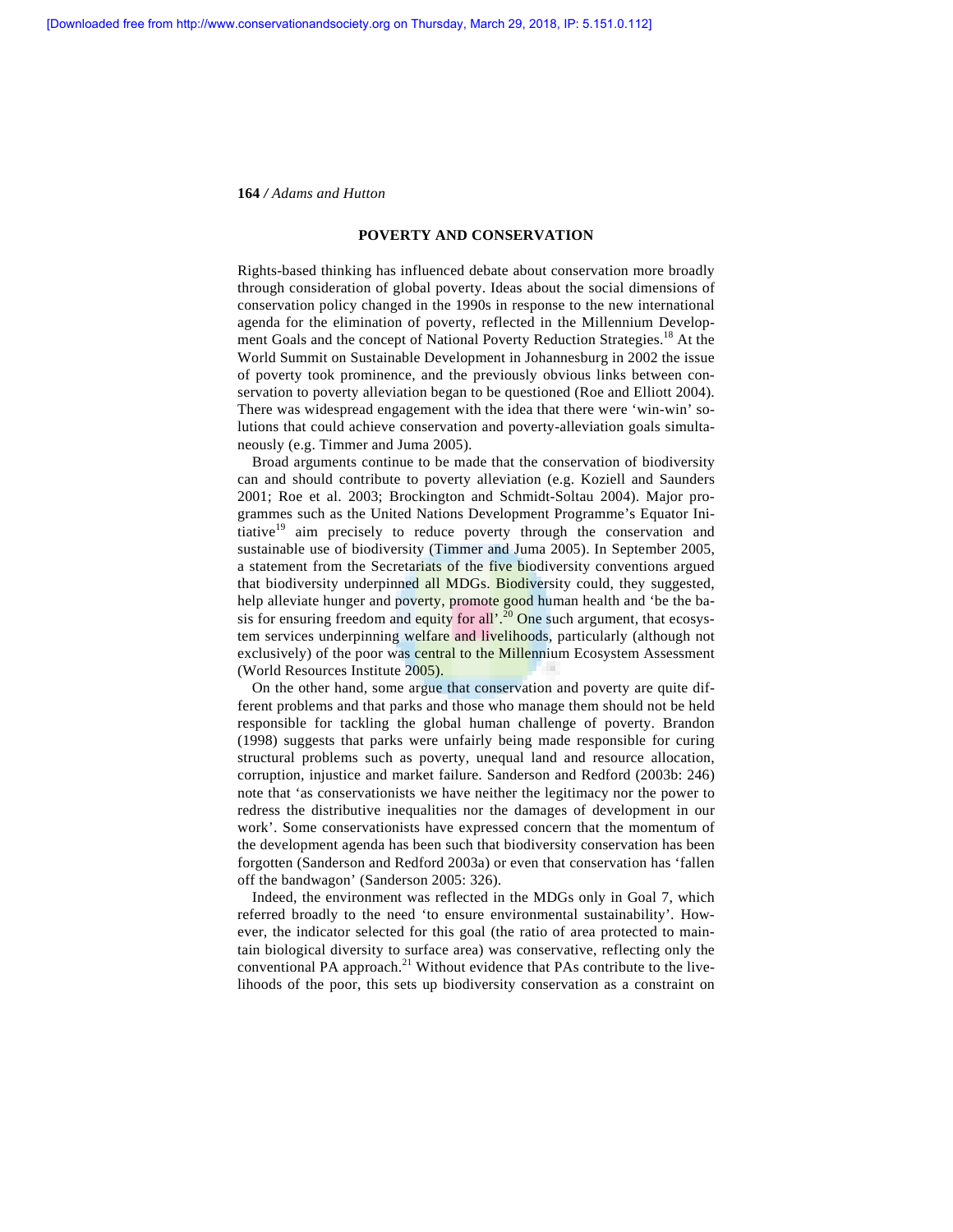## POVERTY AND CONSERVATION

Rights-based thinking has influenced debate about conservation more broadly through consideration of global poverty. Ideas about the social dimensions of conservation policy changed in the 1990s in response to the new international agenda for the elimination of poverty, reflected in the Millennium Development Goals and the concept of National Poverty Reduction Strategies.[18] At the World Summit on Sustainable Development in Johannesburg in 2002 the issue of poverty took prominence, and the previously obvious links between conservation to poverty alleviation began to be questioned (Roe and Elliott 2004). There was widespread engagement with the idea that there were 'win-win' solutions that could achieve conservation and poverty-alleviation goals simultaneously (e.g. Timmer and Juma 2005).

Broad arguments continue to be made that the conservation of biodiversity can and should contribute to poverty alleviation (e.g. Koziell and Saunders 2001; Roe et al. 2003; Brockington and Schmidt-Soltau 2004). Major programmes such as the United Nations Development Programme's Equator Initiative[19] aim precisely to reduce poverty through the conservation and sustainable use of biodiversity (Timmer and Juma 2005). In September 2005, a statement from the Secretariats of the five biodiversity conventions argued that biodiversity underpinned all MDGs. Biodiversity could, they suggested, help alleviate hunger and poverty, promote good human health and 'be the basis for ensuring freedom and equity for all'.[20] One such argument, that ecosystem services underpinning welfare and livelihoods, particularly (although not exclusively) of the poor was central to the Millennium Ecosystem Assessment (World Resources Institute 2005).

On the other hand, some argue that conservation and poverty are quite different problems and that parks and those who manage them should not be held responsible for tackling the global human challenge of poverty. Brandon (1998) suggests that parks were unfairly being made responsible for curing structural problems such as poverty, unequal land and resource allocation, corruption, injustice and market failure. Sanderson and Redford (2003b: 246) note that 'as conservationists we have neither the legitimacy nor the power to redress the distributive inequalities nor the damages of development in our work'. Some conservationists have expressed concern that the momentum of the development agenda has been such that biodiversity conservation has been forgotten (Sanderson and Redford 2003a) or even that conservation has 'fallen off the bandwagon' (Sanderson 2005: 326).

Indeed, the environment was reflected in the MDGs only in Goal 7, which referred broadly to the need 'to ensure environmental sustainability'. However, the indicator selected for this goal (the ratio of area protected to maintain biological diversity to surface area) was conservative, reflecting only the conventional PA approach.[21] Without evidence that PAs contribute to the livelihoods of the poor, this sets up biodiversity conservation as a constraint on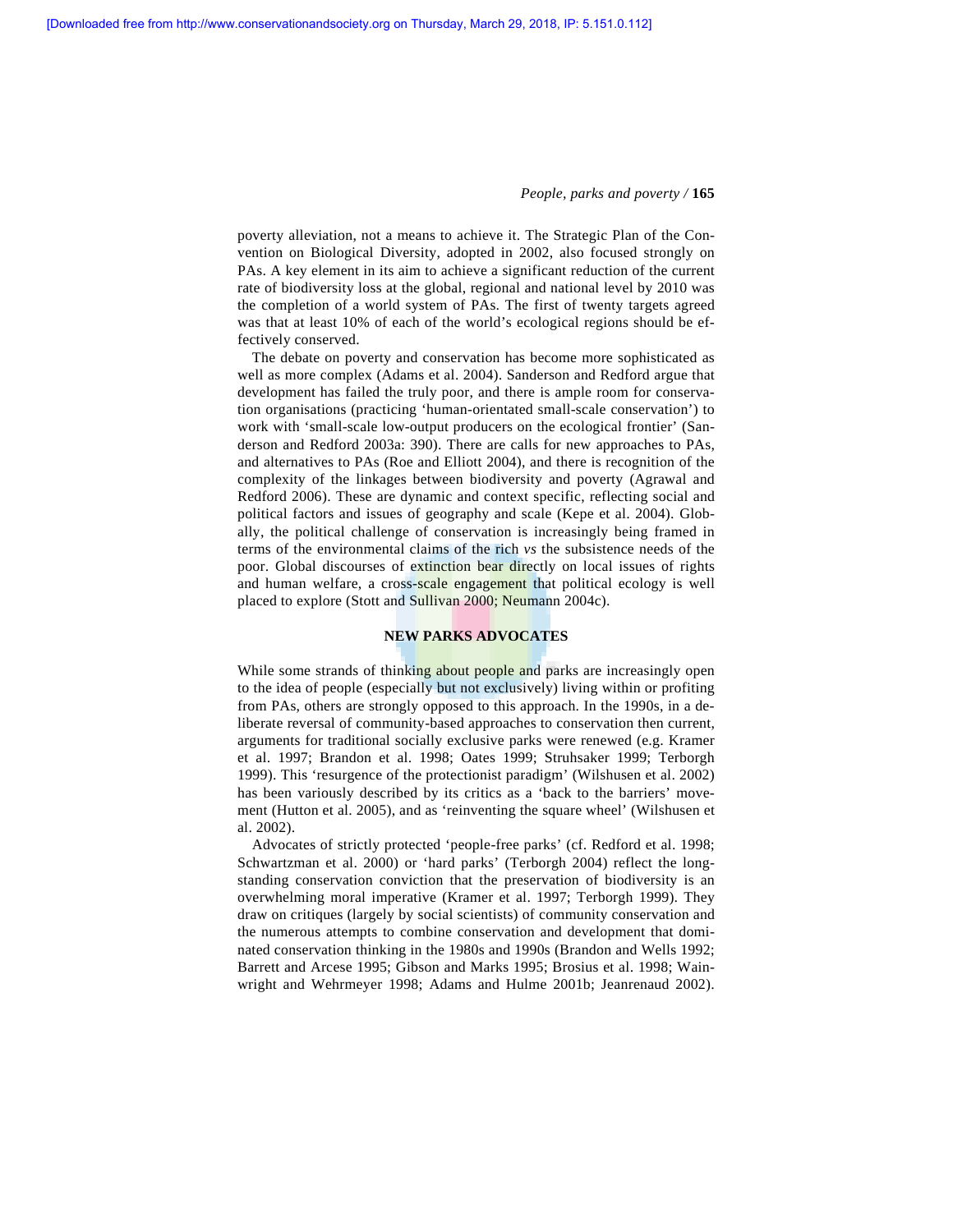poverty alleviation, not a means to achieve it. The Strategic Plan of the Convention on Biological Diversity, adopted in 2002, also focused strongly on PAs. A key element in its aim to achieve a significant reduction of the current rate of biodiversity loss at the global, regional and national level by 2010 was the completion of a world system of PAs. The first of twenty targets agreed was that at least 10% of each of the world's ecological regions should be effectively conserved.

The debate on poverty and conservation has become more sophisticated as well as more complex (Adams et al. 2004). Sanderson and Redford argue that development has failed the truly poor, and there is ample room for conservation organisations (practicing 'human-orientated small-scale conservation') to work with 'small-scale low-output producers on the ecological frontier' (Sanderson and Redford 2003a: 390). There are calls for new approaches to PAs, and alternatives to PAs (Roe and Elliott 2004), and there is recognition of the complexity of the linkages between biodiversity and poverty (Agrawal and Redford 2006). These are dynamic and context specific, reflecting social and political factors and issues of geography and scale (Kepe et al. 2004). Globally, the political challenge of conservation is increasingly being framed in terms of the environmental claims of the rich *vs* the subsistence needs of the poor. Global discourses of extinction bear directly on local issues of rights and human welfare, a cross-scale engagement that political ecology is well placed to explore (Stott and Sullivan 2000; Neumann 2004c).

## NEW PARKS ADVOCATES

While some strands of thinking about people and parks are increasingly open to the idea of people (especially but not exclusively) living within or profiting from PAs, others are strongly opposed to this approach. In the 1990s, in a deliberate reversal of community-based approaches to conservation then current, arguments for traditional socially exclusive parks were renewed (e.g. Kramer et al. 1997; Brandon et al. 1998; Oates 1999; Struhsaker 1999; Terborgh 1999). This 'resurgence of the protectionist paradigm' (Wilshusen et al. 2002) has been variously described by its critics as a 'back to the barriers' movement (Hutton et al. 2005), and as 'reinventing the square wheel' (Wilshusen et al. 2002).

Advocates of strictly protected 'people-free parks' (cf. Redford et al. 1998; Schwartzman et al. 2000) or 'hard parks' (Terborgh 2004) reflect the longstanding conservation conviction that the preservation of biodiversity is an overwhelming moral imperative (Kramer et al. 1997; Terborgh 1999). They draw on critiques (largely by social scientists) of community conservation and the numerous attempts to combine conservation and development that dominated conservation thinking in the 1980s and 1990s (Brandon and Wells 1992; Barrett and Arcese 1995; Gibson and Marks 1995; Brosius et al. 1998; Wainwright and Wehrmeyer 1998; Adams and Hulme 2001b; Jeanrenaud 2002).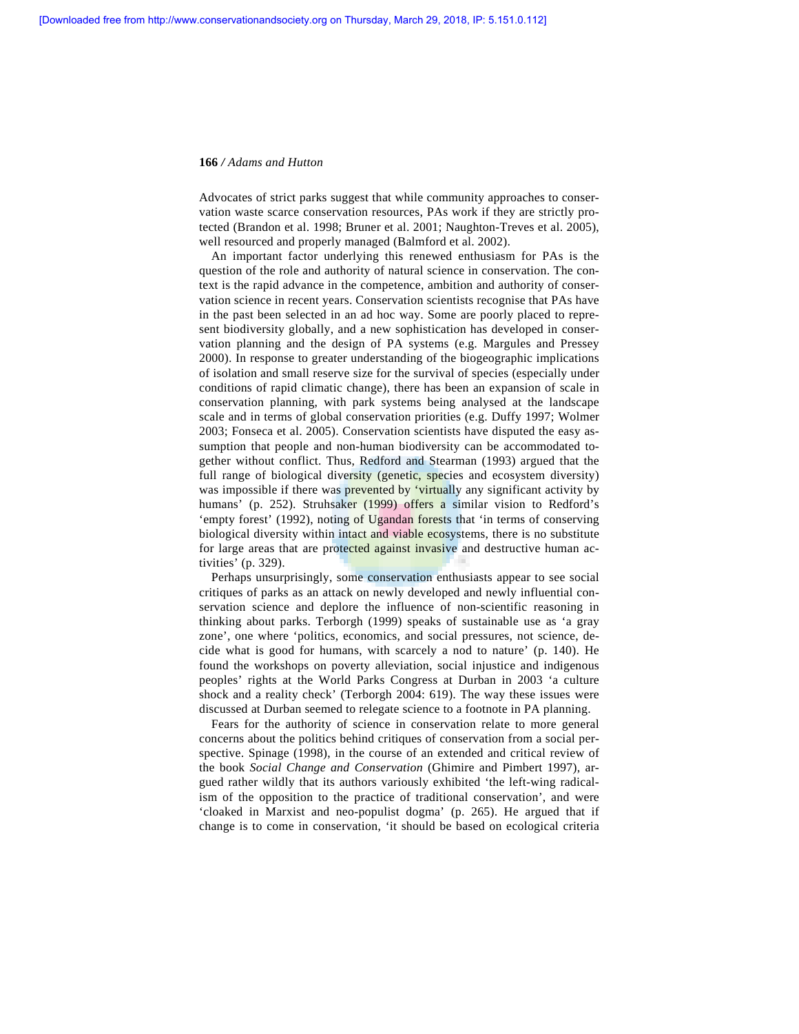Advocates of strict parks suggest that while community approaches to conservation waste scarce conservation resources, PAs work if they are strictly protected (Brandon et al. 1998; Bruner et al. 2001; Naughton-Treves et al. 2005), well resourced and properly managed (Balmford et al. 2002).

An important factor underlying this renewed enthusiasm for PAs is the question of the role and authority of natural science in conservation. The context is the rapid advance in the competence, ambition and authority of conservation science in recent years. Conservation scientists recognise that PAs have in the past been selected in an ad hoc way. Some are poorly placed to represent biodiversity globally, and a new sophistication has developed in conservation planning and the design of PA systems (e.g. Margules and Pressey 2000). In response to greater understanding of the biogeographic implications of isolation and small reserve size for the survival of species (especially under conditions of rapid climatic change), there has been an expansion of scale in conservation planning, with park systems being analysed at the landscape scale and in terms of global conservation priorities (e.g. Duffy 1997; Wolmer 2003; Fonseca et al. 2005). Conservation scientists have disputed the easy assumption that people and non-human biodiversity can be accommodated together without conflict. Thus, Redford and Stearman (1993) argued that the full range of biological diversity (genetic, species and ecosystem diversity) was impossible if there was prevented by 'virtually any significant activity by humans' (p. 252). Struhsaker (1999) offers a similar vision to Redford's 'empty forest' (1992), noting of Ugandan forests that 'in terms of conserving biological diversity within intact and viable ecosystems, there is no substitute for large areas that are protected against invasive and destructive human activities' (p. 329).

Perhaps unsurprisingly, some conservation enthusiasts appear to see social critiques of parks as an attack on newly developed and newly influential conservation science and deplore the influence of non-scientific reasoning in thinking about parks. Terborgh (1999) speaks of sustainable use as 'a gray zone', one where 'politics, economics, and social pressures, not science, decide what is good for humans, with scarcely a nod to nature' (p. 140). He found the workshops on poverty alleviation, social injustice and indigenous peoples' rights at the World Parks Congress at Durban in 2003 'a culture shock and a reality check' (Terborgh 2004: 619). The way these issues were discussed at Durban seemed to relegate science to a footnote in PA planning.

Fears for the authority of science in conservation relate to more general concerns about the politics behind critiques of conservation from a social perspective. Spinage (1998), in the course of an extended and critical review of the book *Social Change and Conservation* (Ghimire and Pimbert 1997), argued rather wildly that its authors variously exhibited 'the left-wing radicalism of the opposition to the practice of traditional conservation', and were 'cloaked in Marxist and neo-populist dogma' (p. 265). He argued that if change is to come in conservation, 'it should be based on ecological criteria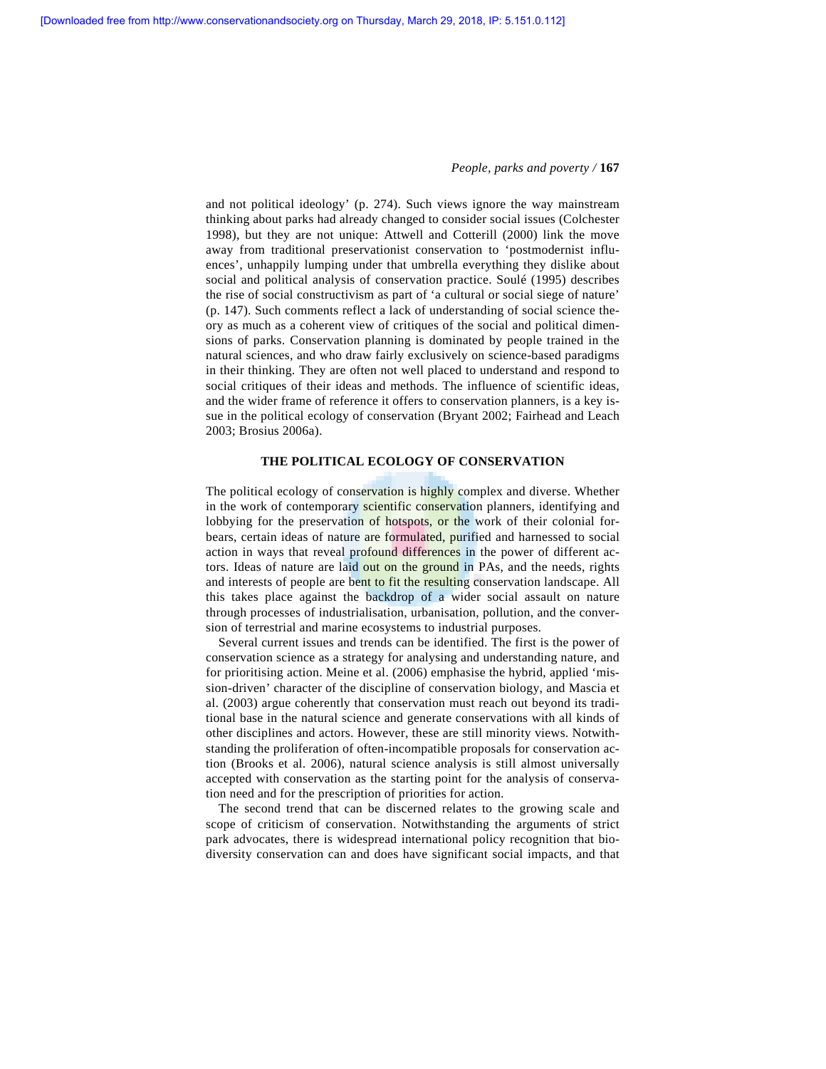and not political ideology' (p. 274). Such views ignore the way mainstream thinking about parks had already changed to consider social issues (Colchester 1998), but they are not unique: Attwell and Cotterill (2000) link the move away from traditional preservationist conservation to 'postmodernist influences', unhappily lumping under that umbrella everything they dislike about social and political analysis of conservation practice. Soulé (1995) describes the rise of social constructivism as part of 'a cultural or social siege of nature' (p. 147). Such comments reflect a lack of understanding of social science theory as much as a coherent view of critiques of the social and political dimensions of parks. Conservation planning is dominated by people trained in the natural sciences, and who draw fairly exclusively on science-based paradigms in their thinking. They are often not well placed to understand and respond to social critiques of their ideas and methods. The influence of scientific ideas, and the wider frame of reference it offers to conservation planners, is a key issue in the political ecology of conservation (Bryant 2002; Fairhead and Leach 2003; Brosius 2006a).

## THE POLITICAL ECOLOGY OF CONSERVATION

The political ecology of conservation is highly complex and diverse. Whether in the work of contemporary scientific conservation planners, identifying and lobbying for the preservation of hotspots, or the work of their colonial forbears, certain ideas of nature are formulated, purified and harnessed to social action in ways that reveal profound differences in the power of different actors. Ideas of nature are laid out on the ground in PAs, and the needs, rights and interests of people are bent to fit the resulting conservation landscape. All this takes place against the backdrop of a wider social assault on nature through processes of industrialisation, urbanisation, pollution, and the conversion of terrestrial and marine ecosystems to industrial purposes.

Several current issues and trends can be identified. The first is the power of conservation science as a strategy for analysing and understanding nature, and for prioritising action. Meine et al. (2006) emphasise the hybrid, applied 'mission-driven' character of the discipline of conservation biology, and Mascia et al. (2003) argue coherently that conservation must reach out beyond its traditional base in the natural science and generate conservations with all kinds of other disciplines and actors. However, these are still minority views. Notwithstanding the proliferation of often-incompatible proposals for conservation action (Brooks et al. 2006), natural science analysis is still almost universally accepted with conservation as the starting point for the analysis of conservation need and for the prescription of priorities for action.

The second trend that can be discerned relates to the growing scale and scope of criticism of conservation. Notwithstanding the arguments of strict park advocates, there is widespread international policy recognition that biodiversity conservation can and does have significant social impacts, and that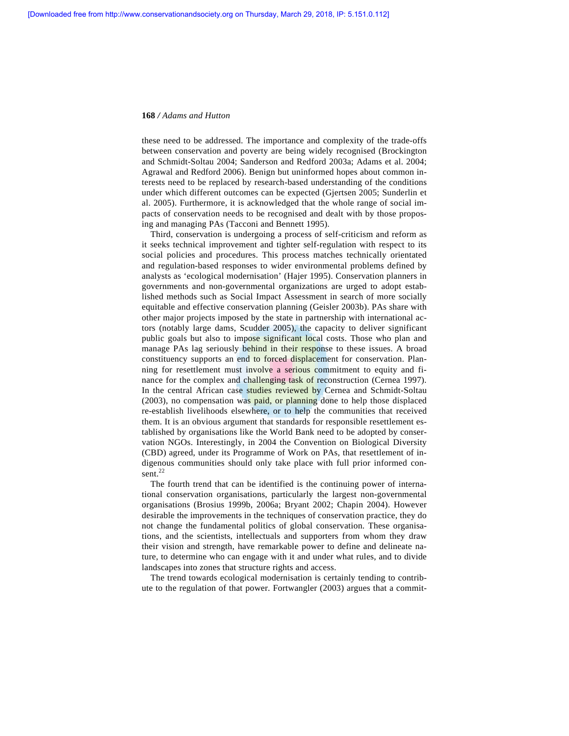these need to be addressed. The importance and complexity of the trade-offs between conservation and poverty are being widely recognised (Brockington and Schmidt-Soltau 2004; Sanderson and Redford 2003a; Adams et al. 2004; Agrawal and Redford 2006). Benign but uninformed hopes about common interests need to be replaced by research-based understanding of the conditions under which different outcomes can be expected (Gjertsen 2005; Sunderlin et al. 2005). Furthermore, it is acknowledged that the whole range of social impacts of conservation needs to be recognised and dealt with by those proposing and managing PAs (Tacconi and Bennett 1995).

Third, conservation is undergoing a process of self-criticism and reform as it seeks technical improvement and tighter self-regulation with respect to its social policies and procedures. This process matches technically orientated and regulation-based responses to wider environmental problems defined by analysts as 'ecological modernisation' (Hajer 1995). Conservation planners in governments and non-governmental organizations are urged to adopt established methods such as Social Impact Assessment in search of more socially equitable and effective conservation planning (Geisler 2003b). PAs share with other major projects imposed by the state in partnership with international actors (notably large dams, Scudder 2005), the capacity to deliver significant public goals but also to impose significant local costs. Those who plan and manage PAs lag seriously behind in their response to these issues. A broad constituency supports an end to forced displacement for conservation. Planning for resettlement must involve a serious commitment to equity and finance for the complex and challenging task of reconstruction (Cernea 1997). In the central African case studies reviewed by Cernea and Schmidt-Soltau (2003), no compensation was paid, or planning done to help those displaced re-establish livelihoods elsewhere, or to help the communities that received them. It is an obvious argument that standards for responsible resettlement established by organisations like the World Bank need to be adopted by conservation NGOs. Interestingly, in 2004 the Convention on Biological Diversity (CBD) agreed, under its Programme of Work on PAs, that resettlement of indigenous communities should only take place with full prior informed consent.[22]

The fourth trend that can be identified is the continuing power of international conservation organisations, particularly the largest non-governmental organisations (Brosius 1999b, 2006a; Bryant 2002; Chapin 2004). However desirable the improvements in the techniques of conservation practice, they do not change the fundamental politics of global conservation. These organisations, and the scientists, intellectuals and supporters from whom they draw their vision and strength, have remarkable power to define and delineate nature, to determine who can engage with it and under what rules, and to divide landscapes into zones that structure rights and access.

The trend towards ecological modernisation is certainly tending to contribute to the regulation of that power. Fortwangler (2003) argues that a commit-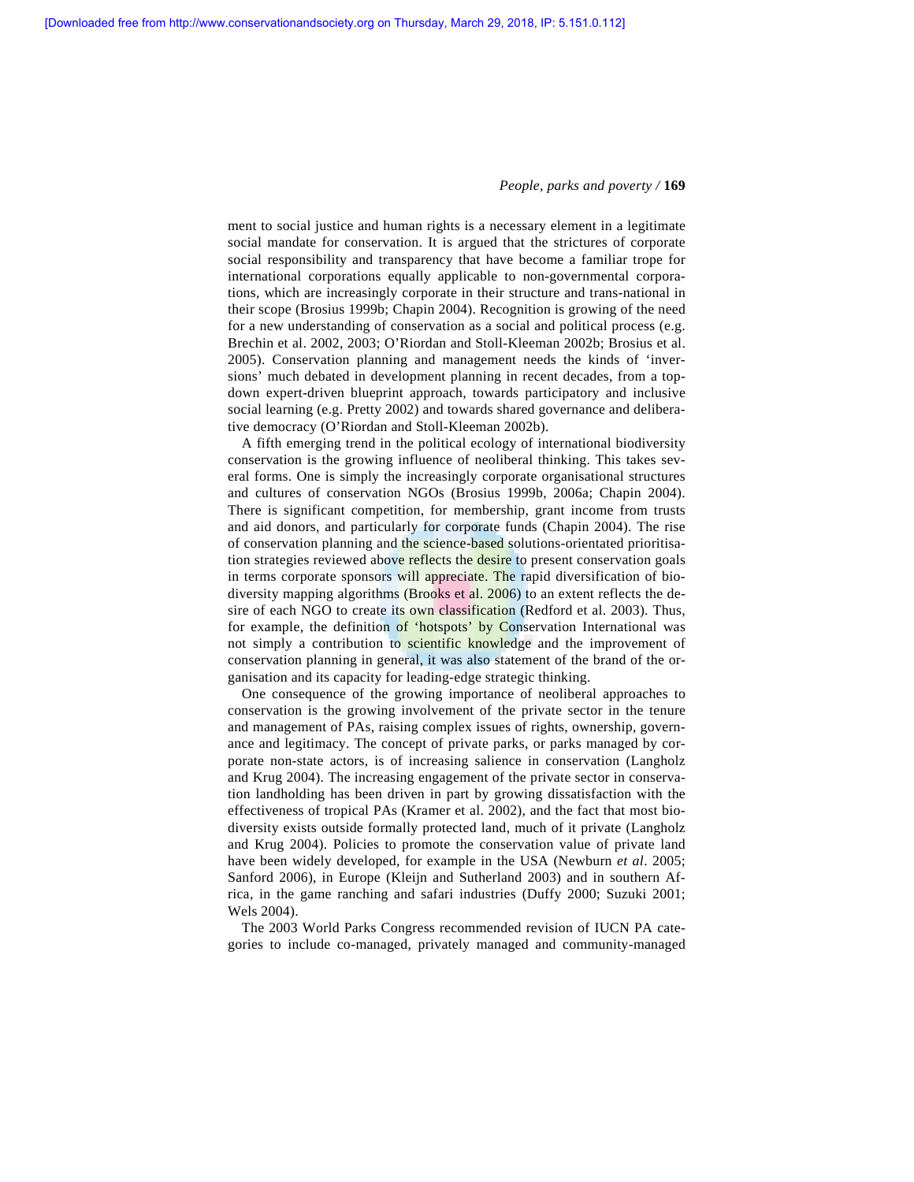ment to social justice and human rights is a necessary element in a legitimate social mandate for conservation. It is argued that the strictures of corporate social responsibility and transparency that have become a familiar trope for international corporations equally applicable to non-governmental corporations, which are increasingly corporate in their structure and trans-national in their scope (Brosius 1999b; Chapin 2004). Recognition is growing of the need for a new understanding of conservation as a social and political process (e.g. Brechin et al. 2002, 2003; O'Riordan and Stoll-Kleeman 2002b; Brosius et al. 2005). Conservation planning and management needs the kinds of 'inversions' much debated in development planning in recent decades, from a top-down expert-driven blueprint approach, towards participatory and inclusive social learning (e.g. Pretty 2002) and towards shared governance and deliberative democracy (O'Riordan and Stoll-Kleeman 2002b).

A fifth emerging trend in the political ecology of international biodiversity conservation is the growing influence of neoliberal thinking. This takes several forms. One is simply the increasingly corporate organisational structures and cultures of conservation NGOs (Brosius 1999b, 2006a; Chapin 2004). There is significant competition, for membership, grant income from trusts and aid donors, and particularly for corporate funds (Chapin 2004). The rise of conservation planning and the science-based solutions-orientated prioritisation strategies reviewed above reflects the desire to present conservation goals in terms corporate sponsors will appreciate. The rapid diversification of biodiversity mapping algorithms (Brooks et al. 2006) to an extent reflects the desire of each NGO to create its own classification (Redford et al. 2003). Thus, for example, the definition of 'hotspots' by Conservation International was not simply a contribution to scientific knowledge and the improvement of conservation planning in general, it was also statement of the brand of the organisation and its capacity for leading-edge strategic thinking.

One consequence of the growing importance of neoliberal approaches to conservation is the growing involvement of the private sector in the tenure and management of PAs, raising complex issues of rights, ownership, governance and legitimacy. The concept of private parks, or parks managed by corporate non-state actors, is of increasing salience in conservation (Langholz and Krug 2004). The increasing engagement of the private sector in conservation landholding has been driven in part by growing dissatisfaction with the effectiveness of tropical PAs (Kramer et al. 2002), and the fact that most biodiversity exists outside formally protected land, much of it private (Langholz and Krug 2004). Policies to promote the conservation value of private land have been widely developed, for example in the USA (Newburn *et al*. 2005; Sanford 2006), in Europe (Kleijn and Sutherland 2003) and in southern Africa, in the game ranching and safari industries (Duffy 2000; Suzuki 2001; Wels 2004).

The 2003 World Parks Congress recommended revision of IUCN PA categories to include co-managed, privately managed and community-managed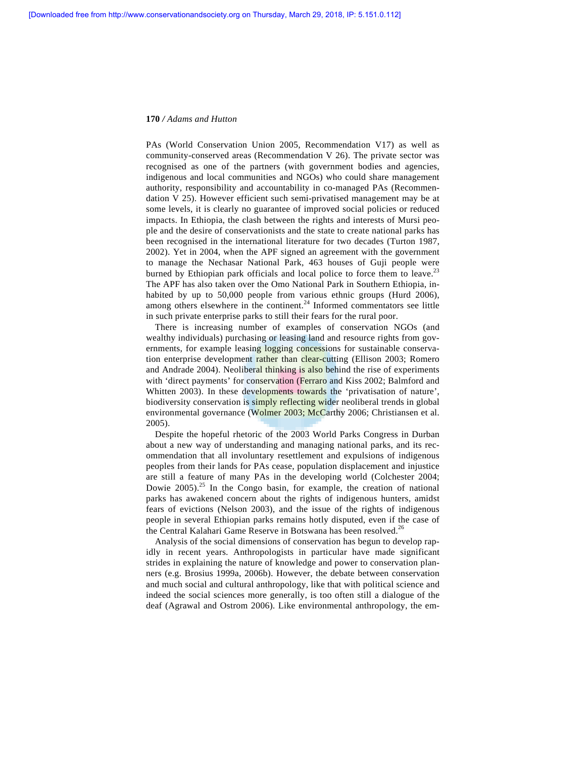PAs (World Conservation Union 2005, Recommendation V17) as well as community-conserved areas (Recommendation V 26). The private sector was recognised as one of the partners (with government bodies and agencies, indigenous and local communities and NGOs) who could share management authority, responsibility and accountability in co-managed PAs (Recommendation V 25). However efficient such semi-privatised management may be at some levels, it is clearly no guarantee of improved social policies or reduced impacts. In Ethiopia, the clash between the rights and interests of Mursi people and the desire of conservationists and the state to create national parks has been recognised in the international literature for two decades (Turton 1987, 2002). Yet in 2004, when the APF signed an agreement with the government to manage the Nechasar National Park, 463 houses of Guji people were burned by Ethiopian park officials and local police to force them to leave.[23] The APF has also taken over the Omo National Park in Southern Ethiopia, inhabited by up to 50,000 people from various ethnic groups (Hurd 2006), among others elsewhere in the continent.[24] Informed commentators see little in such private enterprise parks to still their fears for the rural poor.

There is increasing number of examples of conservation NGOs (and wealthy individuals) purchasing or leasing land and resource rights from governments, for example leasing logging concessions for sustainable conservation enterprise development rather than clear-cutting (Ellison 2003; Romero and Andrade 2004). Neoliberal thinking is also behind the rise of experiments with 'direct payments' for conservation (Ferraro and Kiss 2002; Balmford and Whitten 2003). In these developments towards the 'privatisation of nature', biodiversity conservation is simply reflecting wider neoliberal trends in global environmental governance (Wolmer 2003; McCarthy 2006; Christiansen et al. 2005).

Despite the hopeful rhetoric of the 2003 World Parks Congress in Durban about a new way of understanding and managing national parks, and its recommendation that all involuntary resettlement and expulsions of indigenous peoples from their lands for PAs cease, population displacement and injustice are still a feature of many PAs in the developing world (Colchester 2004; Dowie 2005).[25] In the Congo basin, for example, the creation of national parks has awakened concern about the rights of indigenous hunters, amidst fears of evictions (Nelson 2003), and the issue of the rights of indigenous people in several Ethiopian parks remains hotly disputed, even if the case of the Central Kalahari Game Reserve in Botswana has been resolved.[26]

Analysis of the social dimensions of conservation has begun to develop rapidly in recent years. Anthropologists in particular have made significant strides in explaining the nature of knowledge and power to conservation planners (e.g. Brosius 1999a, 2006b). However, the debate between conservation and much social and cultural anthropology, like that with political science and indeed the social sciences more generally, is too often still a dialogue of the deaf (Agrawal and Ostrom 2006). Like environmental anthropology, the em-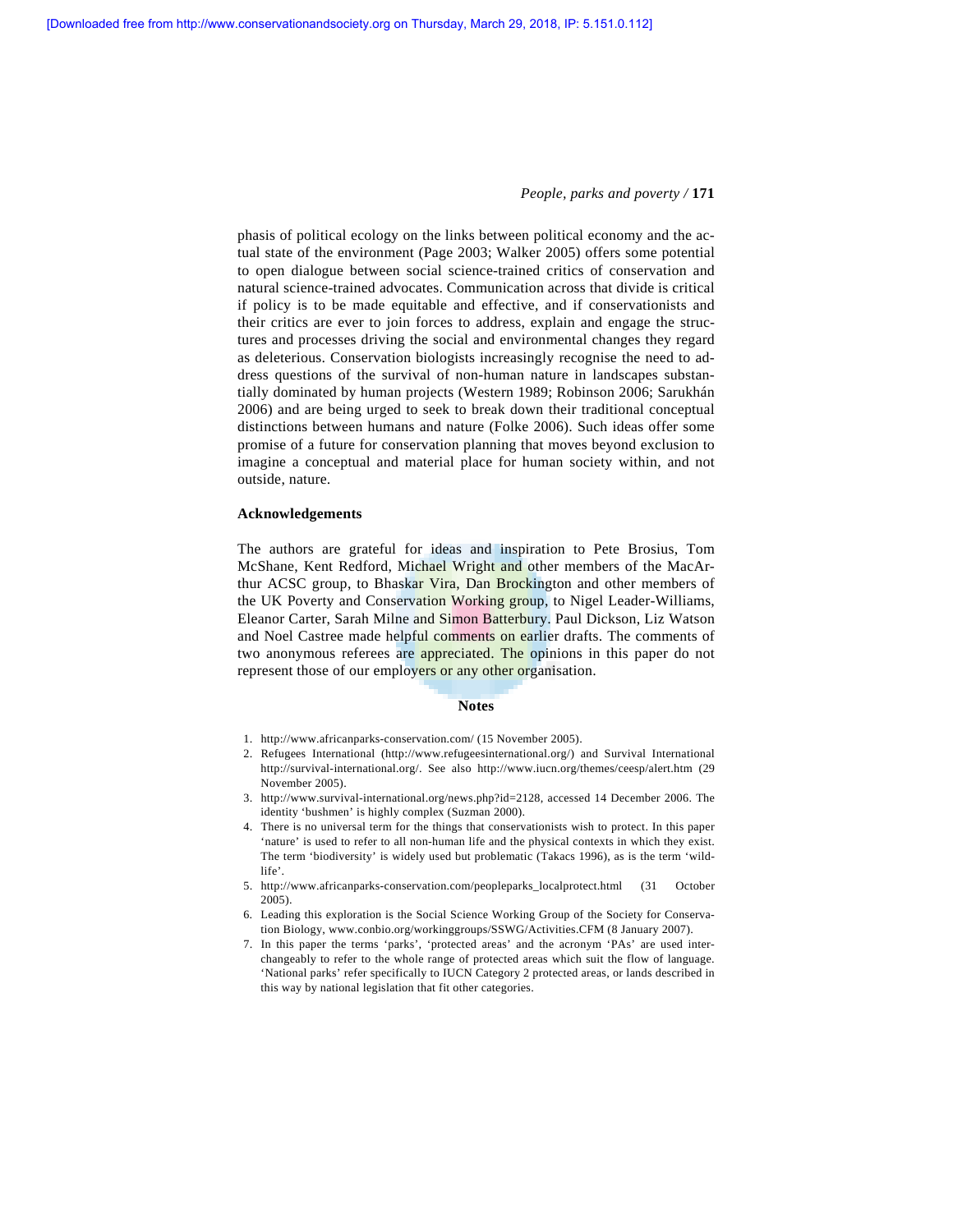phasis of political ecology on the links between political economy and the actual state of the environment (Page 2003; Walker 2005) offers some potential to open dialogue between social science-trained critics of conservation and natural science-trained advocates. Communication across that divide is critical if policy is to be made equitable and effective, and if conservationists and their critics are ever to join forces to address, explain and engage the structures and processes driving the social and environmental changes they regard as deleterious. Conservation biologists increasingly recognise the need to address questions of the survival of non-human nature in landscapes substantially dominated by human projects (Western 1989; Robinson 2006; Sarukhán 2006) and are being urged to seek to break down their traditional conceptual distinctions between humans and nature (Folke 2006). Such ideas offer some promise of a future for conservation planning that moves beyond exclusion to imagine a conceptual and material place for human society within, and not outside, nature.

### Acknowledgements

The authors are grateful for ideas and inspiration to Pete Brosius, Tom McShane, Kent Redford, Michael Wright and other members of the MacArthur ACSC group, to Bhaskar Vira, Dan Brockington and other members of the UK Poverty and Conservation Working group, to Nigel Leader-Williams, Eleanor Carter, Sarah Milne and Simon Batterbury. Paul Dickson, Liz Watson and Noel Castree made helpful comments on earlier drafts. The comments of two anonymous referees are appreciated. The opinions in this paper do not represent those of our employers or any other organisation.

## Notes

1. http://www.africanparks-conservation.com/ (15 November 2005).
2. Refugees International (http://www.refugeesinternational.org/) and Survival International http://survival-international.org/. See also http://www.iucn.org/themes/ceesp/alert.htm (29 November 2005).
3. http://www.survival-international.org/news.php?id=2128, accessed 14 December 2006. The identity 'bushmen' is highly complex (Suzman 2000).
4. There is no universal term for the things that conservationists wish to protect. In this paper 'nature' is used to refer to all non-human life and the physical contexts in which they exist. The term 'biodiversity' is widely used but problematic (Takacs 1996), as is the term 'wildlife'.
5. http://www.africanparks-conservation.com/peopleparks_localprotect.html (31 October 2005).
6. Leading this exploration is the Social Science Working Group of the Society for Conservation Biology, www.conbio.org/workinggroups/SSWG/Activities.CFM (8 January 2007).
7. In this paper the terms 'parks', 'protected areas' and the acronym 'PAs' are used interchangeably to refer to the whole range of protected areas which suit the flow of language. 'National parks' refer specifically to IUCN Category 2 protected areas, or lands described in this way by national legislation that fit other categories.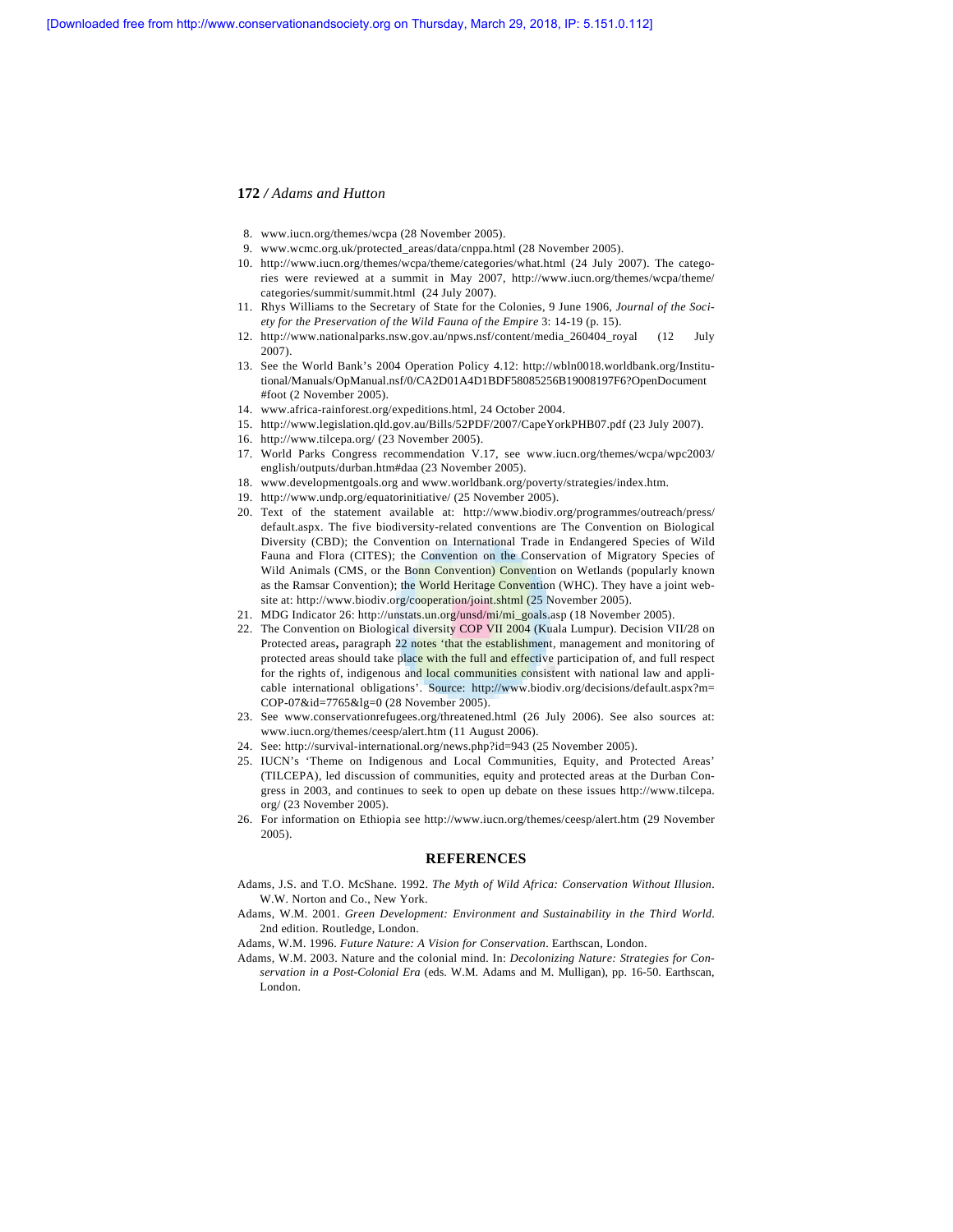8. www.iucn.org/themes/wcpa (28 November 2005).
9. www.wcmc.org.uk/protected_areas/data/cnppa.html (28 November 2005).
10. http://www.iucn.org/themes/wcpa/theme/categories/what.html (24 July 2007). The categories were reviewed at a summit in May 2007, http://www.iucn.org/themes/wcpa/theme/categories/summit/summit.html (24 July 2007).
11. Rhys Williams to the Secretary of State for the Colonies, 9 June 1906, *Journal of the Society for the Preservation of the Wild Fauna of the Empire* 3: 14-19 (p. 15).
12. http://www.nationalparks.nsw.gov.au/npws.nsf/content/media_260404_royal (12 July 2007).
13. See the World Bank's 2004 Operation Policy 4.12: http://wbln0018.worldbank.org/Institutional/Manuals/OpManual.nsf/0/CA2D01A4D1BDF58085256B19008197F6?OpenDocument#foot (2 November 2005).
14. www.africa-rainforest.org/expeditions.html, 24 October 2004.
15. http://www.legislation.qld.gov.au/Bills/52PDF/2007/CapeYorkPHB07.pdf (23 July 2007).
16. http://www.tilcepa.org/ (23 November 2005).
17. World Parks Congress recommendation V.17, see www.iucn.org/themes/wcpa/wpc2003/english/outputs/durban.htm#daa (23 November 2005).
18. www.developmentgoals.org and www.worldbank.org/poverty/strategies/index.htm.
19. http://www.undp.org/equatorinitiative/ (25 November 2005).
20. Text of the statement available at: http://www.biodiv.org/programmes/outreach/press/default.aspx. The five biodiversity-related conventions are The Convention on Biological Diversity (CBD); the Convention on International Trade in Endangered Species of Wild Fauna and Flora (CITES); the Convention on the Conservation of Migratory Species of Wild Animals (CMS, or the Bonn Convention) Convention on Wetlands (popularly known as the Ramsar Convention); the World Heritage Convention (WHC). They have a joint website at: http://www.biodiv.org/cooperation/joint.shtml (25 November 2005).
21. MDG Indicator 26: http://unstats.un.org/unsd/mi/mi_goals.asp (18 November 2005).
22. The Convention on Biological diversity COP VII 2004 (Kuala Lumpur). Decision VII/28 on Protected areas**,** paragraph 22 notes 'that the establishment, management and monitoring of protected areas should take place with the full and effective participation of, and full respect for the rights of, indigenous and local communities consistent with national law and applicable international obligations'. Source: http://www.biodiv.org/decisions/default.aspx?m=COP-07&id=7765&lg=0 (28 November 2005).
23. See www.conservationrefugees.org/threatened.html (26 July 2006). See also sources at: www.iucn.org/themes/ceesp/alert.htm (11 August 2006).
24. See: http://survival-international.org/news.php?id=943 (25 November 2005).
25. IUCN's 'Theme on Indigenous and Local Communities, Equity, and Protected Areas' (TILCEPA), led discussion of communities, equity and protected areas at the Durban Congress in 2003, and continues to seek to open up debate on these issues http://www.tilcepa.org/ (23 November 2005).
26. For information on Ethiopia see http://www.iucn.org/themes/ceesp/alert.htm (29 November 2005).

## REFERENCES

Adams, J.S. and T.O. McShane. 1992. *The Myth of Wild Africa: Conservation Without Illusion*. W.W. Norton and Co., New York.

Adams, W.M. 2001. *Green Development: Environment and Sustainability in the Third World*. 2nd edition. Routledge, London.

Adams, W.M. 1996. *Future Nature: A Vision for Conservation*. Earthscan, London.

Adams, W.M. 2003. Nature and the colonial mind. In: *Decolonizing Nature: Strategies for Conservation in a Post-Colonial Era* (eds. W.M. Adams and M. Mulligan), pp. 16-50. Earthscan, London.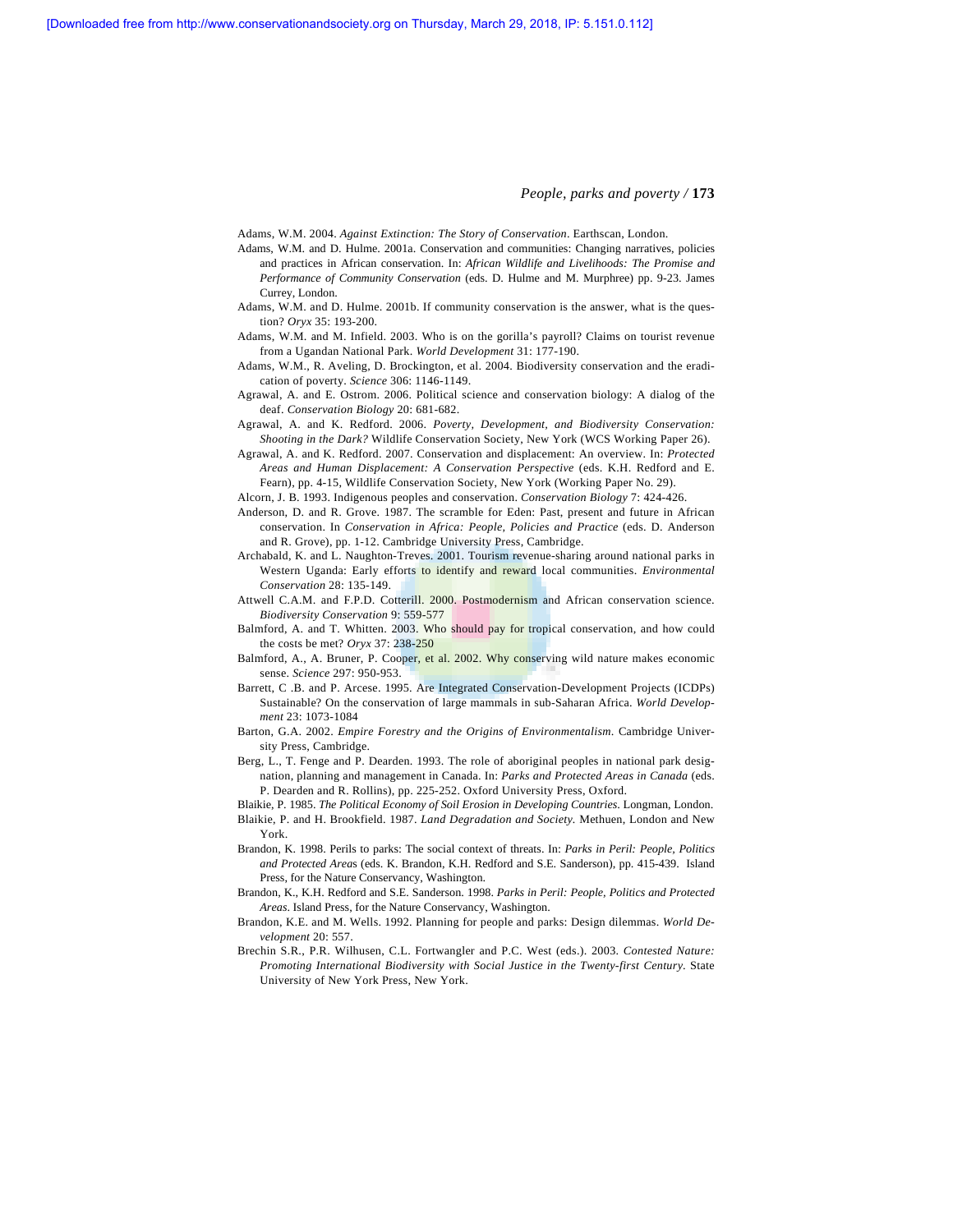Adams, W.M. 2004. *Against Extinction: The Story of Conservation*. Earthscan, London.

Adams, W.M. and D. Hulme. 2001a. Conservation and communities: Changing narratives, policies and practices in African conservation. In: *African Wildlife and Livelihoods: The Promise and Performance of Community Conservation* (eds. D. Hulme and M. Murphree) pp. 9-23. James Currey, London.

Adams, W.M. and D. Hulme. 2001b. If community conservation is the answer, what is the question? *Oryx* 35: 193-200.

Adams, W.M. and M. Infield. 2003. Who is on the gorilla's payroll? Claims on tourist revenue from a Ugandan National Park. *World Development* 31: 177-190.

Adams, W.M., R. Aveling, D. Brockington, et al. 2004. Biodiversity conservation and the eradication of poverty. *Science* 306: 1146-1149.

Agrawal, A. and E. Ostrom. 2006. Political science and conservation biology: A dialog of the deaf. *Conservation Biology* 20: 681-682.

Agrawal, A. and K. Redford. 2006. *Poverty, Development, and Biodiversity Conservation: Shooting in the Dark?* Wildlife Conservation Society, New York (WCS Working Paper 26).

Agrawal, A. and K. Redford. 2007. Conservation and displacement: An overview. In: *Protected Areas and Human Displacement: A Conservation Perspective* (eds. K.H. Redford and E. Fearn), pp. 4-15, Wildlife Conservation Society, New York (Working Paper No. 29).

Alcorn, J. B. 1993. Indigenous peoples and conservation. *Conservation Biology* 7: 424-426.

Anderson, D. and R. Grove. 1987. The scramble for Eden: Past, present and future in African conservation. In *Conservation in Africa: People, Policies and Practice* (eds. D. Anderson and R. Grove), pp. 1-12. Cambridge University Press, Cambridge.

Archabald, K. and L. Naughton-Treves. 2001. Tourism revenue-sharing around national parks in Western Uganda: Early efforts to identify and reward local communities. *Environmental Conservation* 28: 135-149.

Attwell C.A.M. and F.P.D. Cotterill. 2000. Postmodernism and African conservation science. *Biodiversity Conservation* 9: 559-577

Balmford, A. and T. Whitten. 2003. Who should pay for tropical conservation, and how could the costs be met? *Oryx* 37: 238-250

Balmford, A., A. Bruner, P. Cooper, et al. 2002. Why conserving wild nature makes economic sense. *Science* 297: 950-953.

Barrett, C .B. and P. Arcese. 1995. Are Integrated Conservation-Development Projects (ICDPs) Sustainable? On the conservation of large mammals in sub-Saharan Africa. *World Development* 23: 1073-1084

Barton, G.A. 2002. *Empire Forestry and the Origins of Environmentalism*. Cambridge University Press, Cambridge.

Berg, L., T. Fenge and P. Dearden. 1993. The role of aboriginal peoples in national park designation, planning and management in Canada. In: *Parks and Protected Areas in Canada* (eds. P. Dearden and R. Rollins), pp. 225-252. Oxford University Press, Oxford.

Blaikie, P. 1985. *The Political Economy of Soil Erosion in Developing Countries*. Longman, London.

Blaikie, P. and H. Brookfield. 1987. *Land Degradation and Society*. Methuen, London and New York.

Brandon, K. 1998. Perils to parks: The social context of threats. In: *Parks in Peril: People, Politics and Protected Areas* (eds. K. Brandon, K.H. Redford and S.E. Sanderson), pp. 415-439. Island Press, for the Nature Conservancy, Washington.

Brandon, K., K.H. Redford and S.E. Sanderson. 1998. *Parks in Peril: People, Politics and Protected Areas*. Island Press, for the Nature Conservancy, Washington.

Brandon, K.E. and M. Wells. 1992. Planning for people and parks: Design dilemmas. *World Development* 20: 557.

Brechin S.R., P.R. Wilhusen, C.L. Fortwangler and P.C. West (eds.). 2003. *Contested Nature: Promoting International Biodiversity with Social Justice in the Twenty-first Century*. State University of New York Press, New York.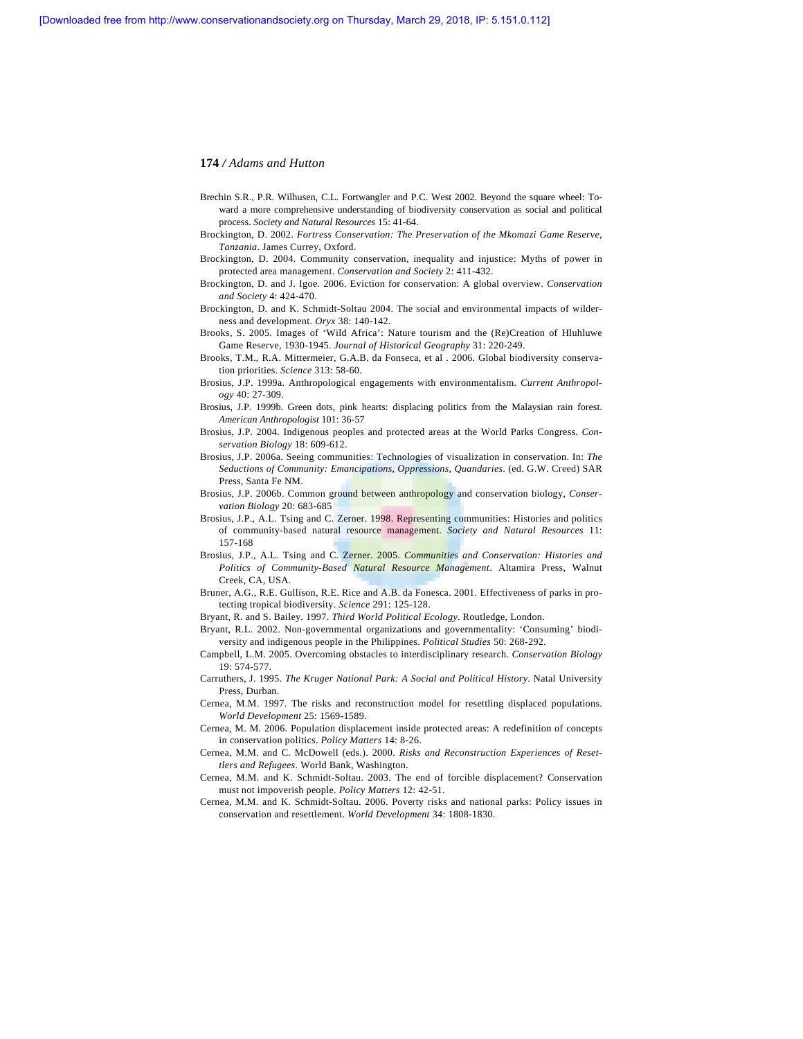Brechin S.R., P.R. Wilhusen, C.L. Fortwangler and P.C. West 2002. Beyond the square wheel: Toward a more comprehensive understanding of biodiversity conservation as social and political process. *Society and Natural Resources* 15: 41-64.

Brockington, D. 2002. *Fortress Conservation: The Preservation of the Mkomazi Game Reserve, Tanzania*. James Currey, Oxford.

Brockington, D. 2004. Community conservation, inequality and injustice: Myths of power in protected area management. *Conservation and Society* 2: 411-432.

Brockington, D. and J. Igoe. 2006. Eviction for conservation: A global overview. *Conservation and Society* 4: 424-470.

Brockington, D. and K. Schmidt-Soltau 2004. The social and environmental impacts of wilderness and development. *Oryx* 38: 140-142.

Brooks, S. 2005. Images of 'Wild Africa': Nature tourism and the (Re)Creation of Hluhluwe Game Reserve, 1930-1945. *Journal of Historical Geography* 31: 220-249.

Brooks, T.M., R.A. Mittermeier, G.A.B. da Fonseca, et al . 2006. Global biodiversity conservation priorities. *Science* 313: 58-60.

Brosius, J.P. 1999a. Anthropological engagements with environmentalism. *Current Anthropology* 40: 27-309.

Brosius, J.P. 1999b. Green dots, pink hearts: displacing politics from the Malaysian rain forest. *American Anthropologist* 101: 36-57

Brosius, J.P. 2004. Indigenous peoples and protected areas at the World Parks Congress. *Conservation Biology* 18: 609-612.

Brosius, J.P. 2006a. Seeing communities: Technologies of visualization in conservation. In: *The Seductions of Community: Emancipations, Oppressions, Quandaries*. (ed. G.W. Creed) SAR Press, Santa Fe NM.

Brosius, J.P. 2006b. Common ground between anthropology and conservation biology, *Conservation Biology* 20: 683-685

Brosius, J.P., A.L. Tsing and C. Zerner. 1998. Representing communities: Histories and politics of community-based natural resource management. *Society and Natural Resources* 11: 157-168

Brosius, J.P., A.L. Tsing and C. Zerner. 2005. *Communities and Conservation: Histories and Politics of Community-Based Natural Resource Management*. Altamira Press, Walnut Creek, CA, USA.

Bruner, A.G., R.E. Gullison, R.E. Rice and A.B. da Fonesca. 2001. Effectiveness of parks in protecting tropical biodiversity. *Science* 291: 125-128.

Bryant, R. and S. Bailey. 1997. *Third World Political Ecology*. Routledge, London.

Bryant, R.L. 2002. Non-governmental organizations and governmentality: 'Consuming' biodiversity and indigenous people in the Philippines. *Political Studies* 50: 268-292.

Campbell, L.M. 2005. Overcoming obstacles to interdisciplinary research. *Conservation Biology* 19: 574-577.

Carruthers, J. 1995. *The Kruger National Park: A Social and Political History*. Natal University Press, Durban.

Cernea, M.M. 1997. The risks and reconstruction model for resettling displaced populations. *World Development* 25: 1569-1589.

Cernea, M. M. 2006. Population displacement inside protected areas: A redefinition of concepts in conservation politics. *Policy Matters* 14: 8-26.

Cernea, M.M. and C. McDowell (eds.). 2000. *Risks and Reconstruction Experiences of Resettlers and Refugees*. World Bank, Washington.

Cernea, M.M. and K. Schmidt-Soltau. 2003. The end of forcible displacement? Conservation must not impoverish people. *Policy Matters* 12: 42-51.

Cernea, M.M. and K. Schmidt-Soltau. 2006. Poverty risks and national parks: Policy issues in conservation and resettlement. *World Development* 34: 1808-1830.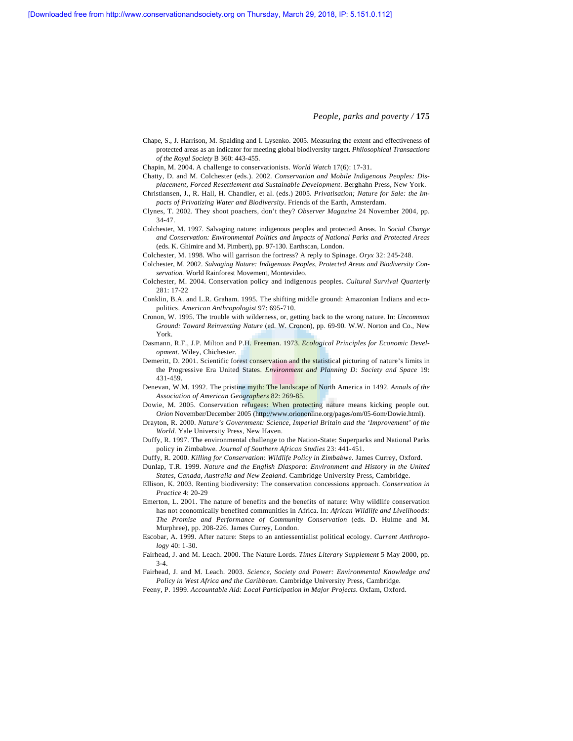Chape, S., J. Harrison, M. Spalding and I. Lysenko. 2005. Measuring the extent and effectiveness of protected areas as an indicator for meeting global biodiversity target. *Philosophical Transactions of the Royal Society* B 360: 443-455.

Chapin, M. 2004. A challenge to conservationists. *World Watch* 17(6): 17-31.

Chatty, D. and M. Colchester (eds.). 2002. *Conservation and Mobile Indigenous Peoples: Displacement, Forced Resettlement and Sustainable Development*. Berghahn Press, New York.

Christiansen, J., R. Hall, H. Chandler, et al. (eds.) 2005. *Privatisation; Nature for Sale: the Impacts of Privatizing Water and Biodiversity*. Friends of the Earth, Amsterdam.

Clynes, T. 2002. They shoot poachers, don't they? *Observer Magazine* 24 November 2004, pp. 34-47.

Colchester, M. 1997. Salvaging nature: indigenous peoples and protected Areas. In *Social Change and Conservation: Environmental Politics and Impacts of National Parks and Protected Areas* (eds. K. Ghimire and M. Pimbert), pp. 97-130. Earthscan, London.

Colchester, M. 1998. Who will garrison the fortress? A reply to Spinage. *Oryx* 32: 245-248.

Colchester, M. 2002. *Salvaging Nature: Indigenous Peoples, Protected Areas and Biodiversity Conservation.* World Rainforest Movement, Montevideo.

Colchester, M. 2004. Conservation policy and indigenous peoples. *Cultural Survival Quarterly* 281: 17-22

Conklin, B.A. and L.R. Graham. 1995. The shifting middle ground: Amazonian Indians and ecopolitics. *American Anthropologist* 97: 695-710.

Cronon, W. 1995. The trouble with wilderness, or, getting back to the wrong nature. In: *Uncommon Ground: Toward Reinventing Nature* (ed. W. Cronon), pp. 69-90. W.W. Norton and Co., New York.

Dasmann, R.F., J.P. Milton and P.H. Freeman. 1973. *Ecological Principles for Economic Development*. Wiley, Chichester.

Demeritt, D. 2001. Scientific forest conservation and the statistical picturing of nature's limits in the Progressive Era United States. *Environment and Planning D: Society and Space* 19: 431-459.

Denevan, W.M. 1992. The pristine myth: The landscape of North America in 1492. *Annals of the Association of American Geographers* 82: 269-85.

Dowie, M. 2005. Conservation refugees: When protecting nature means kicking people out. *Orion* November/December 2005 (http://www.oriononline.org/pages/om/05-6om/Dowie.html).

Drayton, R. 2000. *Nature's Government: Science, Imperial Britain and the 'Improvement' of the World.* Yale University Press, New Haven.

Duffy, R. 1997. The environmental challenge to the Nation-State: Superparks and National Parks policy in Zimbabwe. *Journal of Southern African Studies* 23: 441-451.

Duffy, R. 2000. *Killing for Conservation: Wildlife Policy in Zimbabwe*. James Currey, Oxford.

Dunlap, T.R. 1999. *Nature and the English Diaspora: Environment and History in the United States, Canada, Australia and New Zealand.* Cambridge University Press, Cambridge.

Ellison, K. 2003. Renting biodiversity: The conservation concessions approach. *Conservation in Practice* 4: 20-29

Emerton, L. 2001. The nature of benefits and the benefits of nature: Why wildlife conservation has not economically benefited communities in Africa. In: *African Wildlife and Livelihoods: The Promise and Performance of Community Conservation* (eds. D. Hulme and M. Murphree), pp. 208-226. James Currey, London.

Escobar, A. 1999. After nature: Steps to an antiessentialist political ecology. *Current Anthropology* 40: 1-30.

Fairhead, J. and M. Leach. 2000. The Nature Lords. *Times Literary Supplement* 5 May 2000, pp. 3-4.

Fairhead, J. and M. Leach. 2003. *Science, Society and Power: Environmental Knowledge and Policy in West Africa and the Caribbean*. Cambridge University Press, Cambridge.

Feeny, P. 1999. *Accountable Aid: Local Participation in Major Projects*. Oxfam, Oxford.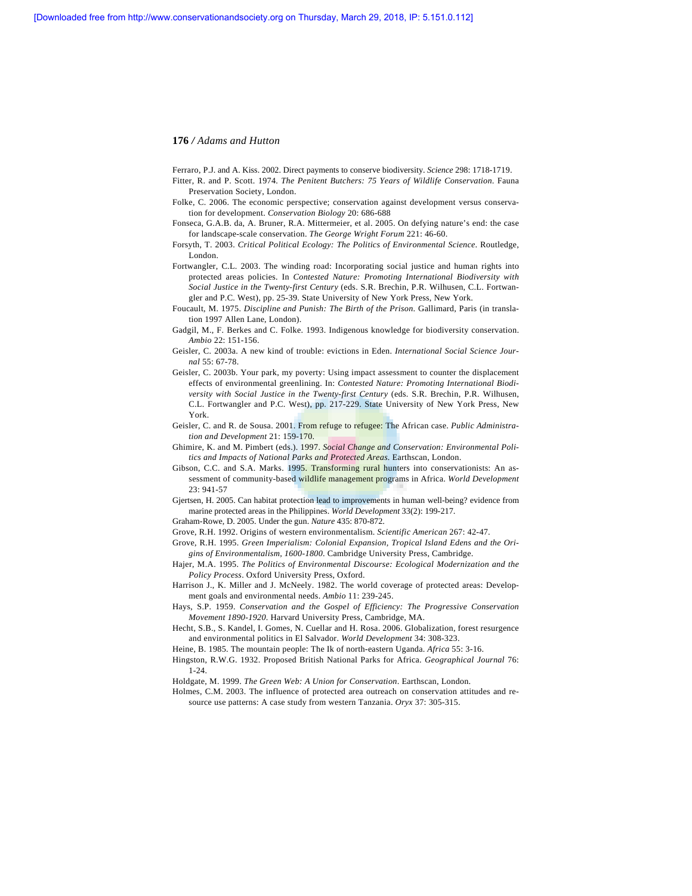Ferraro, P.J. and A. Kiss. 2002. Direct payments to conserve biodiversity. *Science* 298: 1718-1719.

Fitter, R. and P. Scott. 1974. *The Penitent Butchers: 75 Years of Wildlife Conservation*. Fauna Preservation Society, London.

Folke, C. 2006. The economic perspective; conservation against development versus conservation for development. *Conservation Biology* 20: 686-688

Fonseca, G.A.B. da, A. Bruner, R.A. Mittermeier, et al. 2005. On defying nature's end: the case for landscape-scale conservation. *The George Wright Forum* 221: 46-60.

Forsyth, T. 2003. *Critical Political Ecology: The Politics of Environmental Science*. Routledge, London.

Fortwangler, C.L. 2003. The winding road: Incorporating social justice and human rights into protected areas policies. In *Contested Nature: Promoting International Biodiversity with Social Justice in the Twenty-first Century* (eds. S.R. Brechin, P.R. Wilhusen, C.L. Fortwangler and P.C. West), pp. 25-39. State University of New York Press, New York.

Foucault, M. 1975. *Discipline and Punish: The Birth of the Prison*. Gallimard, Paris (in translation 1997 Allen Lane, London).

Gadgil, M., F. Berkes and C. Folke. 1993. Indigenous knowledge for biodiversity conservation. *Ambio* 22: 151-156.

Geisler, C. 2003a. A new kind of trouble: evictions in Eden. *International Social Science Journal* 55: 67-78.

Geisler, C. 2003b. Your park, my poverty: Using impact assessment to counter the displacement effects of environmental greenlining. In: *Contested Nature: Promoting International Biodiversity with Social Justice in the Twenty-first Century* (eds. S.R. Brechin, P.R. Wilhusen, C.L. Fortwangler and P.C. West), pp. 217-229. State University of New York Press, New York.

Geisler, C. and R. de Sousa. 2001. From refuge to refugee: The African case. *Public Administration and Development* 21: 159-170.

Ghimire, K. and M. Pimbert (eds.). 1997. *Social Change and Conservation: Environmental Politics and Impacts of National Parks and Protected Areas*. Earthscan, London.

Gibson, C.C. and S.A. Marks. 1995. Transforming rural hunters into conservationists: An assessment of community-based wildlife management programs in Africa. *World Development* 23: 941-57

Gjertsen, H. 2005. Can habitat protection lead to improvements in human well-being? evidence from marine protected areas in the Philippines. *World Development* 33(2): 199-217.

Graham-Rowe, D. 2005. Under the gun. *Nature* 435: 870-872.

Grove, R.H. 1992. Origins of western environmentalism. *Scientific American* 267: 42-47.

Grove, R.H. 1995. *Green Imperialism: Colonial Expansion, Tropical Island Edens and the Origins of Environmentalism, 1600-1800*. Cambridge University Press, Cambridge.

Hajer, M.A. 1995. *The Politics of Environmental Discourse: Ecological Modernization and the Policy Process*. Oxford University Press, Oxford.

Harrison J., K. Miller and J. McNeely. 1982. The world coverage of protected areas: Development goals and environmental needs. *Ambio* 11: 239-245.

Hays, S.P. 1959. *Conservation and the Gospel of Efficiency: The Progressive Conservation Movement 1890-1920*. Harvard University Press, Cambridge, MA.

Hecht, S.B., S. Kandel, I. Gomes, N. Cuellar and H. Rosa. 2006. Globalization, forest resurgence and environmental politics in El Salvador. *World Development* 34: 308-323.

Heine, B. 1985. The mountain people: The Ik of north-eastern Uganda. *Africa* 55: 3-16.

Hingston, R.W.G. 1932. Proposed British National Parks for Africa. *Geographical Journal* 76: 1-24.

Holdgate, M. 1999. *The Green Web: A Union for Conservation*. Earthscan, London.

Holmes, C.M. 2003. The influence of protected area outreach on conservation attitudes and resource use patterns: A case study from western Tanzania. *Oryx* 37: 305-315.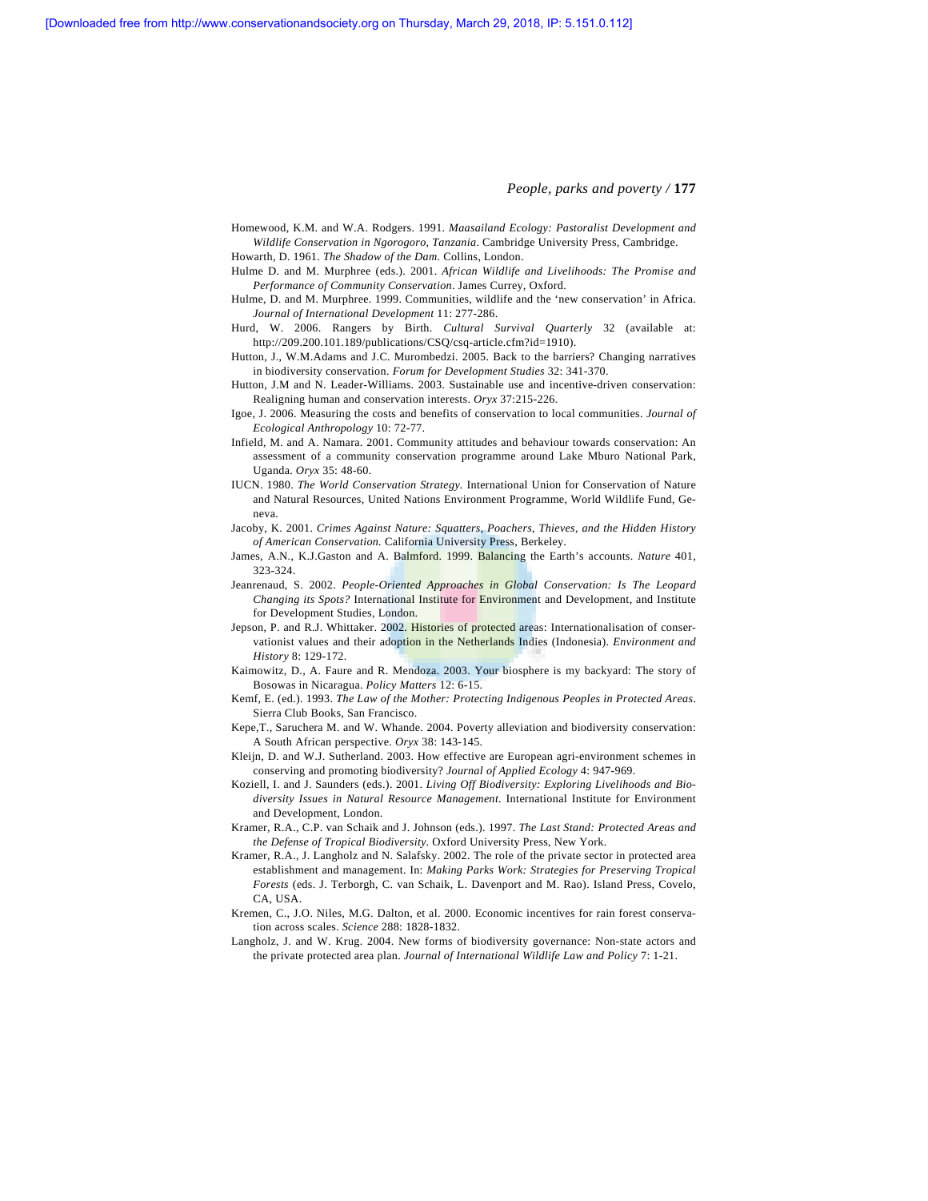Homewood, K.M. and W.A. Rodgers. 1991. *Maasailand Ecology: Pastoralist Development and Wildlife Conservation in Ngorogoro, Tanzania*. Cambridge University Press, Cambridge.

Howarth, D. 1961. *The Shadow of the Dam*. Collins, London.

Hulme D. and M. Murphree (eds.). 2001. *African Wildlife and Livelihoods: The Promise and Performance of Community Conservation*. James Currey, Oxford.

Hulme, D. and M. Murphree. 1999. Communities, wildlife and the 'new conservation' in Africa. *Journal of International Development* 11: 277-286.

Hurd, W. 2006. Rangers by Birth. *Cultural Survival Quarterly* 32 (available at: http://209.200.101.189/publications/CSQ/csq-article.cfm?id=1910).

Hutton, J., W.M.Adams and J.C. Murombedzi. 2005. Back to the barriers? Changing narratives in biodiversity conservation. *Forum for Development Studies* 32: 341-370.

Hutton, J.M and N. Leader-Williams. 2003. Sustainable use and incentive-driven conservation: Realigning human and conservation interests. *Oryx* 37:215-226.

Igoe, J. 2006. Measuring the costs and benefits of conservation to local communities. *Journal of Ecological Anthropology* 10: 72-77.

Infield, M. and A. Namara. 2001. Community attitudes and behaviour towards conservation: An assessment of a community conservation programme around Lake Mburo National Park, Uganda. *Oryx* 35: 48-60.

IUCN. 1980. *The World Conservation Strategy.* International Union for Conservation of Nature and Natural Resources, United Nations Environment Programme, World Wildlife Fund, Geneva.

Jacoby, K. 2001. *Crimes Against Nature: Squatters, Poachers, Thieves, and the Hidden History of American Conservation.* California University Press, Berkeley.

James, A.N., K.J.Gaston and A. Balmford. 1999. Balancing the Earth's accounts. *Nature* 401, 323-324.

Jeanrenaud, S. 2002. *People-Oriented Approaches in Global Conservation: Is The Leopard Changing its Spots?* International Institute for Environment and Development, and Institute for Development Studies, London.

Jepson, P. and R.J. Whittaker. 2002. Histories of protected areas: Internationalisation of conservationist values and their adoption in the Netherlands Indies (Indonesia). *Environment and History* 8: 129-172.

Kaimowitz, D., A. Faure and R. Mendoza. 2003. Your biosphere is my backyard: The story of Bosowas in Nicaragua. *Policy Matters* 12: 6-15.

Kemf, E. (ed.). 1993. *The Law of the Mother: Protecting Indigenous Peoples in Protected Areas*. Sierra Club Books, San Francisco.

Kepe,T., Saruchera M. and W. Whande. 2004. Poverty alleviation and biodiversity conservation: A South African perspective. *Oryx* 38: 143-145.

Kleijn, D. and W.J. Sutherland. 2003. How effective are European agri-environment schemes in conserving and promoting biodiversity? *Journal of Applied Ecology* 4: 947-969.

Koziell, I. and J. Saunders (eds.). 2001. *Living Off Biodiversity: Exploring Livelihoods and Biodiversity Issues in Natural Resource Management.* International Institute for Environment and Development, London.

Kramer, R.A., C.P. van Schaik and J. Johnson (eds.). 1997. *The Last Stand: Protected Areas and the Defense of Tropical Biodiversity*. Oxford University Press, New York.

Kramer, R.A., J. Langholz and N. Salafsky. 2002. The role of the private sector in protected area establishment and management. In: *Making Parks Work: Strategies for Preserving Tropical Forests* (eds. J. Terborgh, C. van Schaik, L. Davenport and M. Rao). Island Press, Covelo, CA, USA.

Kremen, C., J.O. Niles, M.G. Dalton, et al. 2000. Economic incentives for rain forest conservation across scales. *Science* 288: 1828-1832.

Langholz, J. and W. Krug. 2004. New forms of biodiversity governance: Non-state actors and the private protected area plan. *Journal of International Wildlife Law and Policy* 7: 1-21.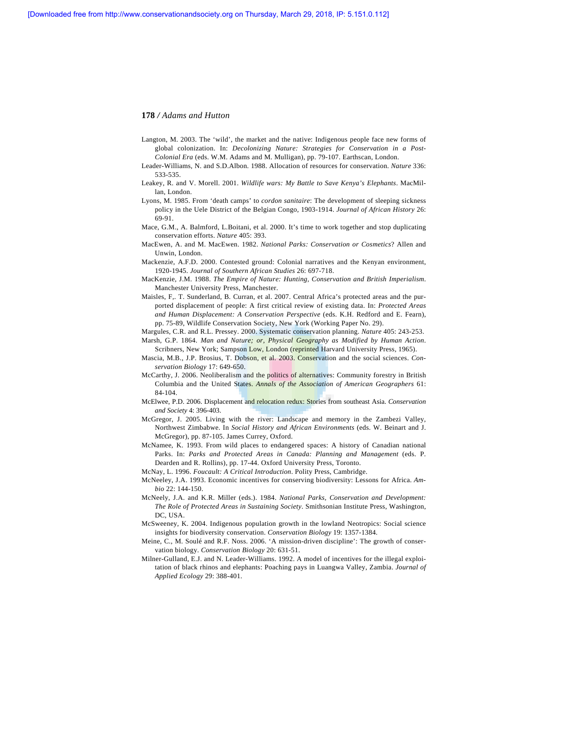Langton, M. 2003. The 'wild', the market and the native: Indigenous people face new forms of global colonization. In: *Decolonizing Nature: Strategies for Conservation in a Post-Colonial Era* (eds. W.M. Adams and M. Mulligan), pp. 79-107. Earthscan, London.

Leader-Williams, N. and S.D.Albon. 1988. Allocation of resources for conservation. *Nature* 336: 533-535.

Leakey, R. and V. Morell. 2001. *Wildlife wars: My Battle to Save Kenya's Elephants*. MacMillan, London.

Lyons, M. 1985. From 'death camps' to *cordon sanitaire*: The development of sleeping sickness policy in the Uele District of the Belgian Congo, 1903-1914. *Journal of African History* 26: 69-91.

Mace, G.M., A. Balmford, L.Boitani, et al. 2000. It's time to work together and stop duplicating conservation efforts. *Nature* 405: 393.

MacEwen, A. and M. MacEwen. 1982. *National Parks: Conservation or Cosmetics*? Allen and Unwin, London.

Mackenzie, A.F.D. 2000. Contested ground: Colonial narratives and the Kenyan environment, 1920-1945. *Journal of Southern African Studies* 26: 697-718.

MacKenzie, J.M. 1988. *The Empire of Nature: Hunting, Conservation and British Imperialism*. Manchester University Press, Manchester.

Maisles, F,. T. Sunderland, B. Curran, et al. 2007. Central Africa's protected areas and the purported displacement of people: A first critical review of existing data. In: *Protected Areas and Human Displacement: A Conservation Perspective* (eds. K.H. Redford and E. Fearn), pp. 75-89, Wildlife Conservation Society, New York (Working Paper No. 29).

Margules, C.R. and R.L. Pressey. 2000. Systematic conservation planning. *Nature* 405: 243-253.

Marsh, G.P. 1864. *Man and Nature; or, Physical Geography as Modified by Human Action*. Scribners, New York; Sampson Low, London (reprinted Harvard University Press, 1965).

Mascia, M.B., J.P. Brosius, T. Dobson, et al. 2003. Conservation and the social sciences. *Conservation Biology* 17: 649-650.

McCarthy, J. 2006. Neoliberalism and the politics of alternatives: Community forestry in British Columbia and the United States. *Annals of the Association of American Geographers* 61: 84-104.

McElwee, P.D. 2006. Displacement and relocation redux: Stories from southeast Asia. *Conservation and Society* 4: 396-403.

McGregor, J. 2005. Living with the river: Landscape and memory in the Zambezi Valley, Northwest Zimbabwe. In *Social History and African Environments* (eds. W. Beinart and J. McGregor), pp. 87-105. James Currey, Oxford.

McNamee, K. 1993. From wild places to endangered spaces: A history of Canadian national Parks. In: *Parks and Protected Areas in Canada: Planning and Management* (eds. P. Dearden and R. Rollins), pp. 17-44. Oxford University Press, Toronto.

McNay, L. 1996. *Foucault: A Critical Introduction*. Polity Press, Cambridge.

McNeeley, J.A. 1993. Economic incentives for conserving biodiversity: Lessons for Africa. *Ambio* 22: 144-150.

McNeely, J.A. and K.R. Miller (eds.). 1984. *National Parks, Conservation and Development: The Role of Protected Areas in Sustaining Society*. Smithsonian Institute Press, Washington, DC, USA.

McSweeney, K. 2004. Indigenous population growth in the lowland Neotropics: Social science insights for biodiversity conservation. *Conservation Biology* 19: 1357-1384.

Meine, C., M. Soulé and R.F. Noss. 2006. 'A mission-driven discipline': The growth of conservation biology. *Conservation Biology* 20: 631-51.

Milner-Gulland, E.J. and N. Leader-Williams. 1992. A model of incentives for the illegal exploitation of black rhinos and elephants: Poaching pays in Luangwa Valley, Zambia. *Journal of Applied Ecology* 29: 388-401.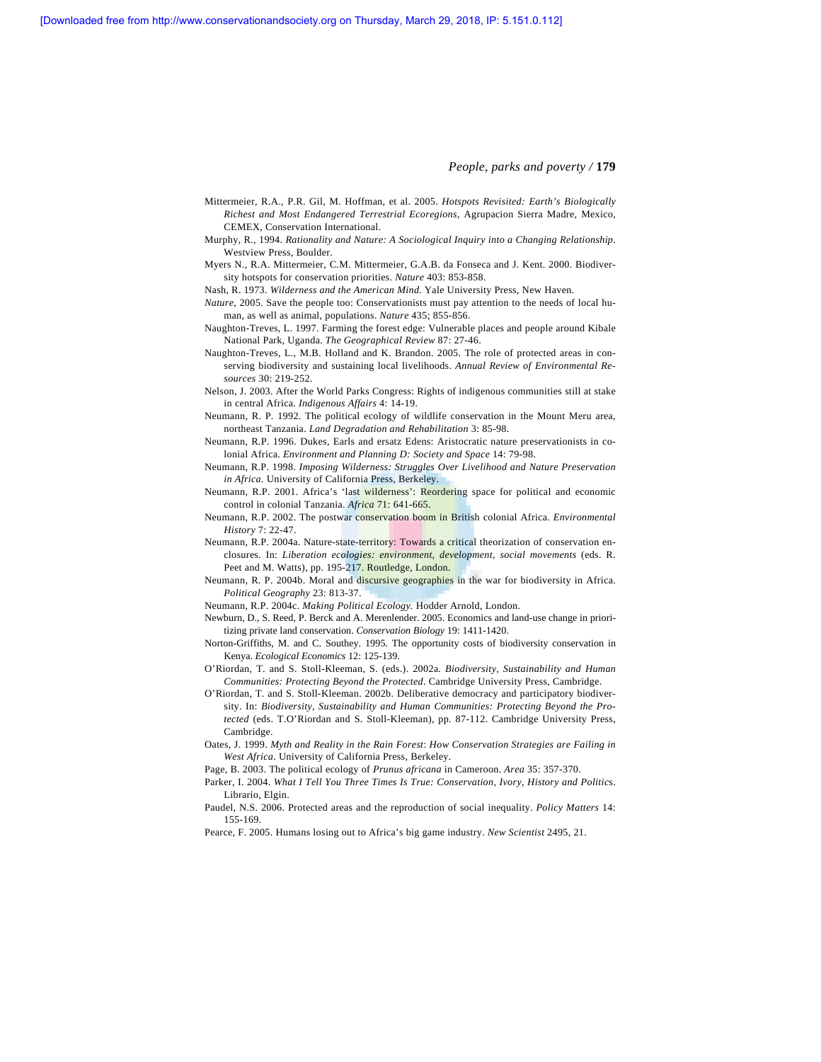Mittermeier, R.A., P.R. Gil, M. Hoffman, et al. 2005. *Hotspots Revisited: Earth's Biologically Richest and Most Endangered Terrestrial Ecoregions*, Agrupacion Sierra Madre, Mexico, CEMEX, Conservation International.

Murphy, R., 1994. *Rationality and Nature: A Sociological Inquiry into a Changing Relationship*. Westview Press, Boulder.

Myers N., R.A. Mittermeier, C.M. Mittermeier, G.A.B. da Fonseca and J. Kent. 2000. Biodiversity hotspots for conservation priorities. *Nature* 403: 853-858.

Nash, R. 1973. *Wilderness and the American Mind*. Yale University Press, New Haven.

*Nature*, 2005. Save the people too: Conservationists must pay attention to the needs of local human, as well as animal, populations. *Nature* 435; 855-856.

Naughton-Treves, L. 1997. Farming the forest edge: Vulnerable places and people around Kibale National Park, Uganda. *The Geographical Review* 87: 27-46.

Naughton-Treves, L., M.B. Holland and K. Brandon. 2005. The role of protected areas in conserving biodiversity and sustaining local livelihoods. *Annual Review of Environmental Resources* 30: 219-252.

Nelson, J. 2003. After the World Parks Congress: Rights of indigenous communities still at stake in central Africa. *Indigenous Affairs* 4: 14-19.

Neumann, R. P. 1992. The political ecology of wildlife conservation in the Mount Meru area, northeast Tanzania. *Land Degradation and Rehabilitation* 3: 85-98.

Neumann, R.P. 1996. Dukes, Earls and ersatz Edens: Aristocratic nature preservationists in colonial Africa. *Environment and Planning D: Society and Space* 14: 79-98.

Neumann, R.P. 1998. *Imposing Wilderness: Struggles Over Livelihood and Nature Preservation in Africa*. University of California Press, Berkeley.

Neumann, R.P. 2001. Africa's 'last wilderness': Reordering space for political and economic control in colonial Tanzania. *Africa* 71: 641-665.

Neumann, R.P. 2002. The postwar conservation boom in British colonial Africa. *Environmental History* 7: 22-47.

Neumann, R.P. 2004a. Nature-state-territory: Towards a critical theorization of conservation enclosures. In: *Liberation ecologies: environment, development, social movements* (eds. R. Peet and M. Watts), pp. 195-217. Routledge, London.

Neumann, R. P. 2004b. Moral and discursive geographies in the war for biodiversity in Africa. *Political Geography* 23: 813-37.

Neumann, R.P. 2004c. *Making Political Ecology*. Hodder Arnold, London.

Newburn, D., S. Reed, P. Berck and A. Merenlender. 2005. Economics and land-use change in prioritizing private land conservation. *Conservation Biology* 19: 1411-1420.

Norton-Griffiths, M. and C. Southey. 1995. The opportunity costs of biodiversity conservation in Kenya. *Ecological Economics* 12: 125-139.

O'Riordan, T. and S. Stoll-Kleeman, S. (eds.). 2002a. *Biodiversity, Sustainability and Human Communities: Protecting Beyond the Protected*. Cambridge University Press, Cambridge.

O'Riordan, T. and S. Stoll-Kleeman. 2002b. Deliberative democracy and participatory biodiversity. In: *Biodiversity, Sustainability and Human Communities: Protecting Beyond the Protected* (eds. T.O'Riordan and S. Stoll-Kleeman), pp. 87-112. Cambridge University Press, Cambridge.

Oates, J. 1999. *Myth and Reality in the Rain Forest*: *How Conservation Strategies are Failing in West Africa*. University of California Press, Berkeley.

Page, B. 2003. The political ecology of *Prunus africana* in Cameroon. *Area* 35: 357-370.

Parker, I. 2004. *What I Tell You Three Times Is True: Conservation, Ivory, History and Politics*. Librario, Elgin.

Paudel, N.S. 2006. Protected areas and the reproduction of social inequality. *Policy Matters* 14: 155-169.

Pearce, F. 2005. Humans losing out to Africa's big game industry. *New Scientist* 2495, 21.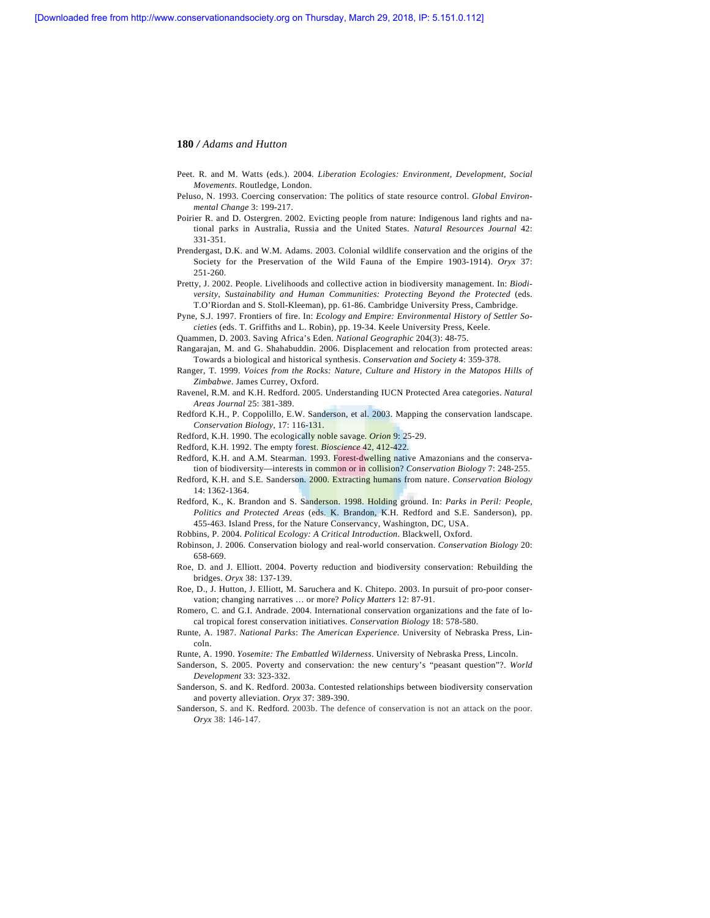Peet. R. and M. Watts (eds.). 2004. *Liberation Ecologies: Environment, Development, Social Movements*. Routledge, London.

Peluso, N. 1993. Coercing conservation: The politics of state resource control. *Global Environmental Change* 3: 199-217.

Poirier R. and D. Ostergren. 2002. Evicting people from nature: Indigenous land rights and national parks in Australia, Russia and the United States. *Natural Resources Journal* 42: 331-351.

Prendergast, D.K. and W.M. Adams. 2003. Colonial wildlife conservation and the origins of the Society for the Preservation of the Wild Fauna of the Empire 1903-1914). *Oryx* 37: 251-260.

Pretty, J. 2002. People. Livelihoods and collective action in biodiversity management. In: *Biodiversity, Sustainability and Human Communities: Protecting Beyond the Protected* (eds. T.O'Riordan and S. Stoll-Kleeman), pp. 61-86. Cambridge University Press, Cambridge.

Pyne, S.J. 1997. Frontiers of fire. In: *Ecology and Empire: Environmental History of Settler Societies* (eds. T. Griffiths and L. Robin), pp. 19-34. Keele University Press, Keele.

Quammen, D. 2003. Saving Africa's Eden. *National Geographic* 204(3): 48-75.

Rangarajan, M. and G. Shahabuddin. 2006. Displacement and relocation from protected areas: Towards a biological and historical synthesis. *Conservation and Society* 4: 359-378.

Ranger, T. 1999. *Voices from the Rocks: Nature, Culture and History in the Matopos Hills of Zimbabwe*. James Currey, Oxford.

Ravenel, R.M. and K.H. Redford. 2005. Understanding IUCN Protected Area categories. *Natural Areas Journal* 25: 381-389.

Redford K.H., P. Coppolillo, E.W. Sanderson, et al. 2003. Mapping the conservation landscape. *Conservation Biology*, 17: 116-131.

Redford, K.H. 1990. The ecologically noble savage. *Orion* 9: 25-29.

Redford, K.H. 1992. The empty forest. *Bioscience* 42, 412-422.

Redford, K.H. and A.M. Stearman. 1993. Forest-dwelling native Amazonians and the conservation of biodiversity—interests in common or in collision? *Conservation Biology* 7: 248-255.

Redford, K.H. and S.E. Sanderson. 2000. Extracting humans from nature. *Conservation Biology* 14: 1362-1364.

Redford, K., K. Brandon and S. Sanderson. 1998. Holding ground. In: *Parks in Peril: People, Politics and Protected Areas* (eds. K. Brandon, K.H. Redford and S.E. Sanderson), pp. 455-463. Island Press, for the Nature Conservancy, Washington, DC, USA.

Robbins, P. 2004. *Political Ecology: A Critical Introduction*. Blackwell, Oxford.

Robinson, J. 2006. Conservation biology and real-world conservation. *Conservation Biology* 20: 658-669.

Roe, D. and J. Elliott. 2004. Poverty reduction and biodiversity conservation: Rebuilding the bridges. *Oryx* 38: 137-139.

Roe, D., J. Hutton, J. Elliott, M. Saruchera and K. Chitepo. 2003. In pursuit of pro-poor conservation; changing narratives … or more? *Policy Matters* 12: 87-91.

Romero, C. and G.I. Andrade. 2004. International conservation organizations and the fate of local tropical forest conservation initiatives. *Conservation Biology* 18: 578-580.

Runte, A. 1987. *National Parks*: *The American Experience*. University of Nebraska Press, Lincoln.

Runte, A. 1990. *Yosemite: The Embattled Wilderness*. University of Nebraska Press, Lincoln.

Sanderson, S. 2005. Poverty and conservation: the new century's "peasant question"?. *World Development* 33: 323-332.

Sanderson, S. and K. Redford. 2003a. Contested relationships between biodiversity conservation and poverty alleviation. *Oryx* 37: 389-390.

Sanderson, S. and K. Redford. 2003b. The defence of conservation is not an attack on the poor. *Oryx* 38: 146-147.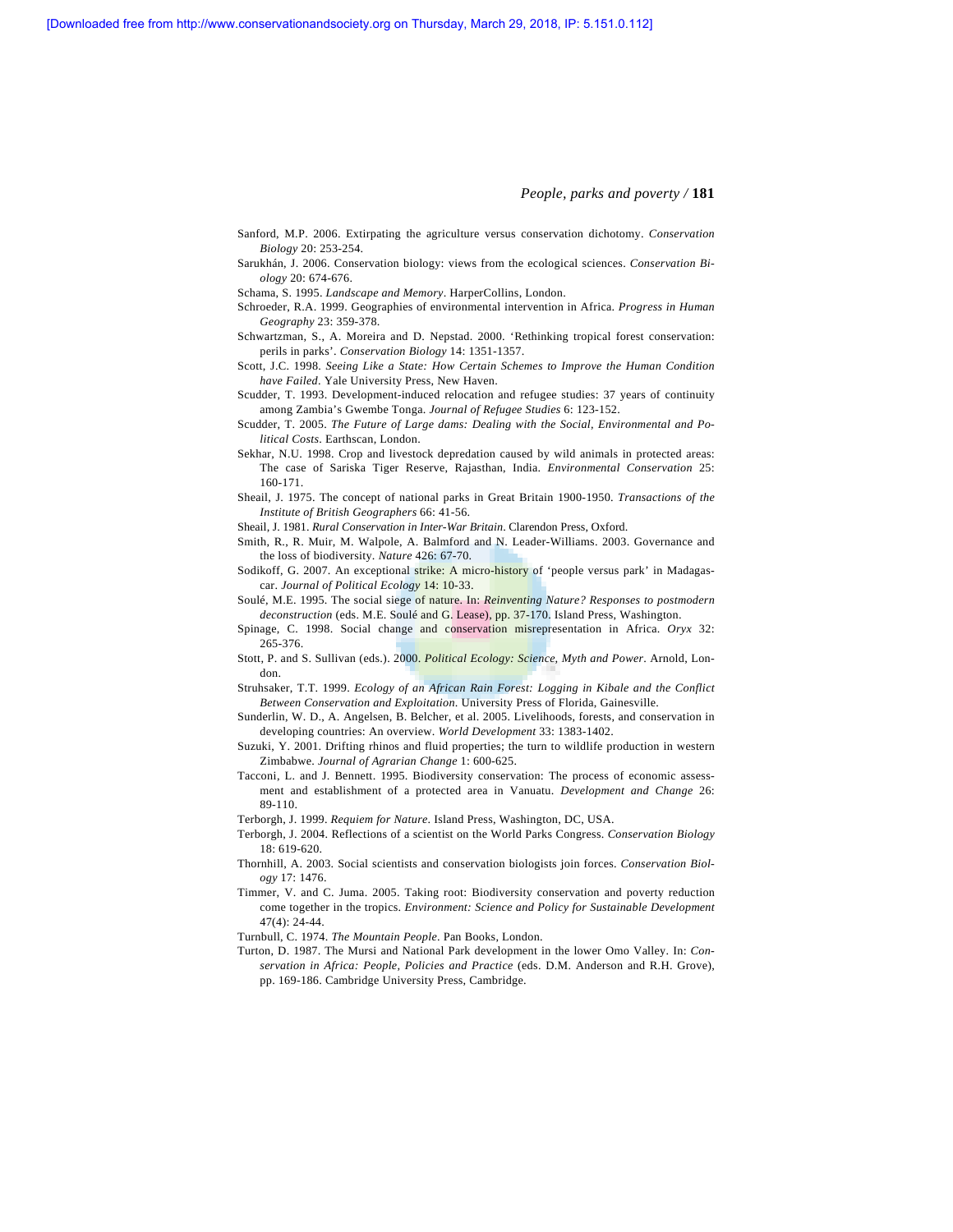Sanford, M.P. 2006. Extirpating the agriculture versus conservation dichotomy. *Conservation Biology* 20: 253-254.

Sarukhán, J. 2006. Conservation biology: views from the ecological sciences. *Conservation Biology* 20: 674-676.

Schama, S. 1995. *Landscape and Memory*. HarperCollins, London.

Schroeder, R.A. 1999. Geographies of environmental intervention in Africa. *Progress in Human Geography* 23: 359-378.

Schwartzman, S., A. Moreira and D. Nepstad. 2000. 'Rethinking tropical forest conservation: perils in parks'. *Conservation Biology* 14: 1351-1357.

Scott, J.C. 1998. *Seeing Like a State: How Certain Schemes to Improve the Human Condition have Failed*. Yale University Press, New Haven.

Scudder, T. 1993. Development-induced relocation and refugee studies: 37 years of continuity among Zambia's Gwembe Tonga. *Journal of Refugee Studies* 6: 123-152.

Scudder, T. 2005. *The Future of Large dams: Dealing with the Social, Environmental and Political Costs*. Earthscan, London.

Sekhar, N.U. 1998. Crop and livestock depredation caused by wild animals in protected areas: The case of Sariska Tiger Reserve, Rajasthan, India. *Environmental Conservation* 25: 160-171.

Sheail, J. 1975. The concept of national parks in Great Britain 1900-1950. *Transactions of the Institute of British Geographers* 66: 41-56.

Sheail, J. 1981. *Rural Conservation in Inter-War Britain*. Clarendon Press, Oxford.

Smith, R., R. Muir, M. Walpole, A. Balmford and N. Leader-Williams. 2003. Governance and the loss of biodiversity. *Nature* 426: 67-70.

Sodikoff, G. 2007. An exceptional strike: A micro-history of 'people versus park' in Madagascar. *Journal of Political Ecology* 14: 10-33.

Soulé, M.E. 1995. The social siege of nature. In: *Reinventing Nature? Responses to postmodern deconstruction* (eds. M.E. Soulé and G. Lease), pp. 37-170. Island Press, Washington.

Spinage, C. 1998. Social change and conservation misrepresentation in Africa. *Oryx* 32: 265-376.

Stott, P. and S. Sullivan (eds.). 2000. *Political Ecology: Science, Myth and Power*. Arnold, London.

Struhsaker, T.T. 1999. *Ecology of an African Rain Forest: Logging in Kibale and the Conflict Between Conservation and Exploitation*. University Press of Florida, Gainesville.

Sunderlin, W. D., A. Angelsen, B. Belcher, et al. 2005. Livelihoods, forests, and conservation in developing countries: An overview. *World Development* 33: 1383-1402.

Suzuki, Y. 2001. Drifting rhinos and fluid properties; the turn to wildlife production in western Zimbabwe. *Journal of Agrarian Change* 1: 600-625.

Tacconi, L. and J. Bennett. 1995. Biodiversity conservation: The process of economic assessment and establishment of a protected area in Vanuatu. *Development and Change* 26: 89-110.

Terborgh, J. 1999. *Requiem for Nature*. Island Press, Washington, DC, USA.

Terborgh, J. 2004. Reflections of a scientist on the World Parks Congress. *Conservation Biology* 18: 619-620.

Thornhill, A. 2003. Social scientists and conservation biologists join forces. *Conservation Biology* 17: 1476.

Timmer, V. and C. Juma. 2005. Taking root: Biodiversity conservation and poverty reduction come together in the tropics. *Environment: Science and Policy for Sustainable Development* 47(4): 24-44.

Turnbull, C. 1974. *The Mountain People*. Pan Books, London.

Turton, D. 1987. The Mursi and National Park development in the lower Omo Valley. In: *Conservation in Africa: People, Policies and Practice* (eds. D.M. Anderson and R.H. Grove), pp. 169-186. Cambridge University Press, Cambridge.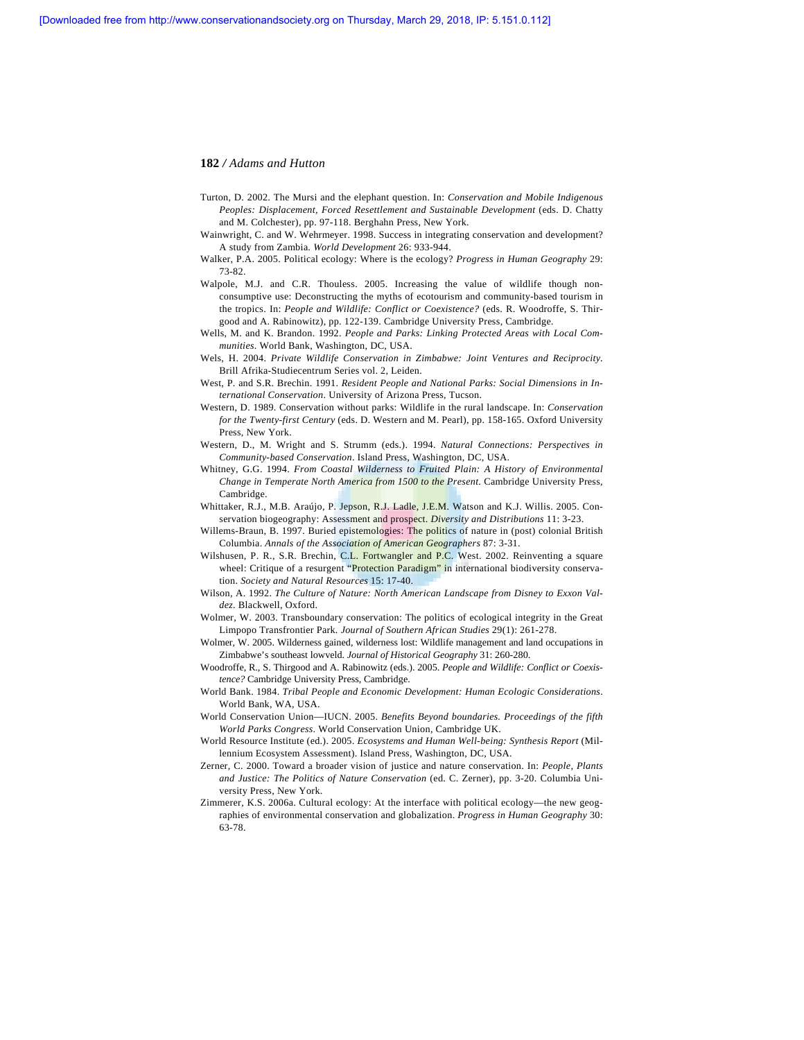Turton, D. 2002. The Mursi and the elephant question. In: *Conservation and Mobile Indigenous Peoples: Displacement, Forced Resettlement and Sustainable Development* (eds. D. Chatty and M. Colchester), pp. 97-118. Berghahn Press, New York.

Wainwright, C. and W. Wehrmeyer. 1998. Success in integrating conservation and development? A study from Zambia. *World Development* 26: 933-944.

Walker, P.A. 2005. Political ecology: Where is the ecology? *Progress in Human Geography* 29: 73-82.

Walpole, M.J. and C.R. Thouless. 2005. Increasing the value of wildlife though non-consumptive use: Deconstructing the myths of ecotourism and community-based tourism in the tropics. In: *People and Wildlife: Conflict or Coexistence?* (eds. R. Woodroffe, S. Thirgood and A. Rabinowitz), pp. 122-139. Cambridge University Press, Cambridge.

Wells, M. and K. Brandon. 1992. *People and Parks: Linking Protected Areas with Local Communities*. World Bank, Washington, DC, USA.

Wels, H. 2004. *Private Wildlife Conservation in Zimbabwe: Joint Ventures and Reciprocity*. Brill Afrika-Studiecentrum Series vol. 2, Leiden.

West, P. and S.R. Brechin. 1991. *Resident People and National Parks: Social Dimensions in International Conservation*. University of Arizona Press, Tucson.

Western, D. 1989. Conservation without parks: Wildlife in the rural landscape. In: *Conservation for the Twenty-first Century* (eds. D. Western and M. Pearl), pp. 158-165. Oxford University Press, New York.

Western, D., M. Wright and S. Strumm (eds.). 1994. *Natural Connections: Perspectives in Community-based Conservation*. Island Press, Washington, DC, USA.

Whitney, G.G. 1994. *From Coastal Wilderness to Fruited Plain: A History of Environmental Change in Temperate North America from 1500 to the Present*. Cambridge University Press, Cambridge.

Whittaker, R.J., M.B. Araújo, P. Jepson, R.J. Ladle, J.E.M. Watson and K.J. Willis. 2005. Conservation biogeography: Assessment and prospect. *Diversity and Distributions* 11: 3-23.

Willems-Braun, B. 1997. Buried epistemologies: The politics of nature in (post) colonial British Columbia. *Annals of the Association of American Geographers* 87: 3-31.

Wilshusen, P. R., S.R. Brechin, C.L. Fortwangler and P.C. West. 2002. Reinventing a square wheel: Critique of a resurgent "Protection Paradigm" in international biodiversity conservation. *Society and Natural Resources* 15: 17-40.

Wilson, A. 1992. *The Culture of Nature: North American Landscape from Disney to Exxon Valdez*. Blackwell, Oxford.

Wolmer, W. 2003. Transboundary conservation: The politics of ecological integrity in the Great Limpopo Transfrontier Park. *Journal of Southern African Studies* 29(1): 261-278.

Wolmer, W. 2005. Wilderness gained, wilderness lost: Wildlife management and land occupations in Zimbabwe's southeast lowveld. *Journal of Historical Geography* 31: 260-280.

Woodroffe, R., S. Thirgood and A. Rabinowitz (eds.). 2005. *People and Wildlife: Conflict or Coexistence?* Cambridge University Press, Cambridge.

World Bank. 1984. *Tribal People and Economic Development: Human Ecologic Considerations*. World Bank, WA, USA.

World Conservation Union—IUCN. 2005. *Benefits Beyond boundaries. Proceedings of the fifth World Parks Congress*. World Conservation Union, Cambridge UK.

World Resource Institute (ed.). 2005. *Ecosystems and Human Well-being: Synthesis Report* (Millennium Ecosystem Assessment). Island Press, Washington, DC, USA.

Zerner, C. 2000. Toward a broader vision of justice and nature conservation. In: *People, Plants and Justice: The Politics of Nature Conservation* (ed. C. Zerner), pp. 3-20. Columbia University Press, New York.

Zimmerer, K.S. 2006a. Cultural ecology: At the interface with political ecology—the new geographies of environmental conservation and globalization. *Progress in Human Geography* 30: 63-78.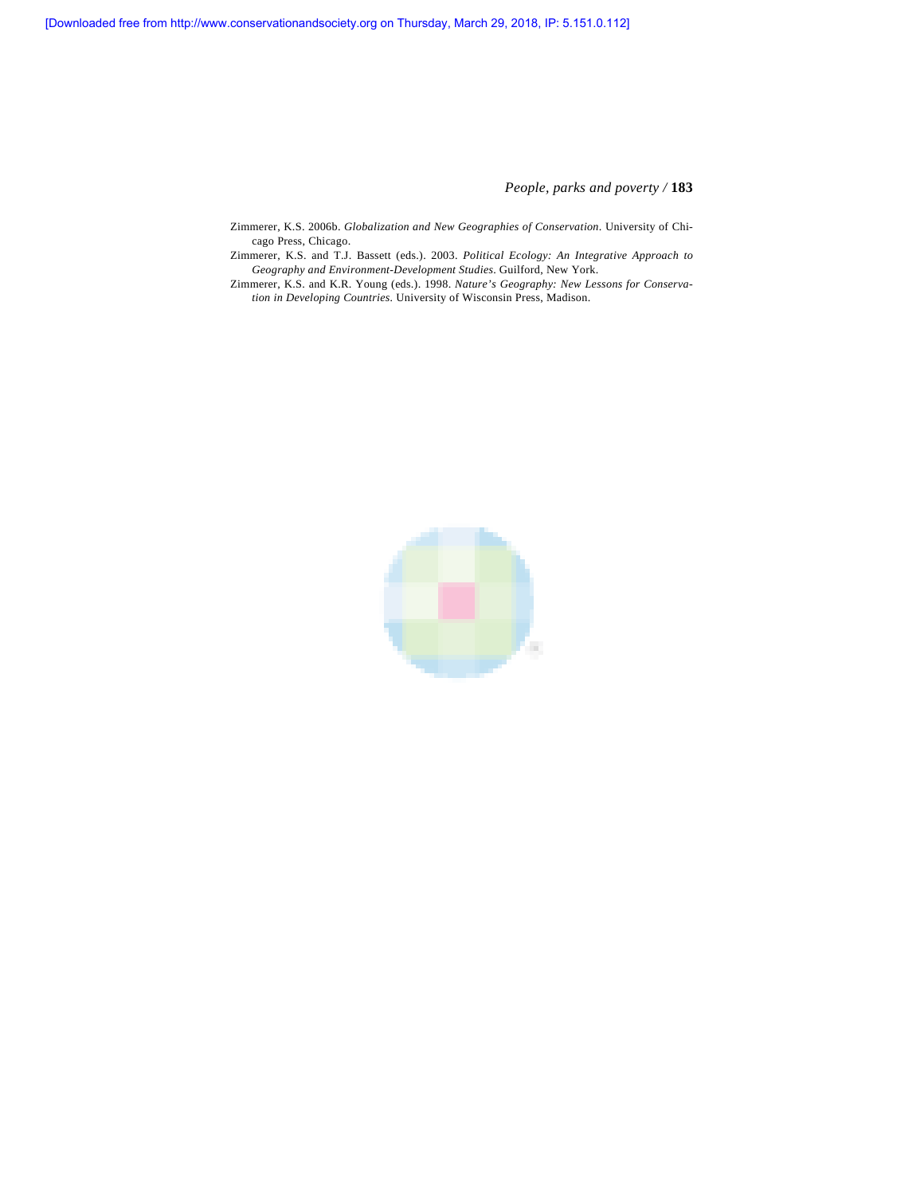Zimmerer, K.S. 2006b. *Globalization and New Geographies of Conservation*. University of Chicago Press, Chicago.

Zimmerer, K.S. and T.J. Bassett (eds.). 2003. *Political Ecology: An Integrative Approach to Geography and Environment-Development Studies*. Guilford, New York.

Zimmerer, K.S. and K.R. Young (eds.). 1998. *Nature's Geography: New Lessons for Conservation in Developing Countries*. University of Wisconsin Press, Madison.